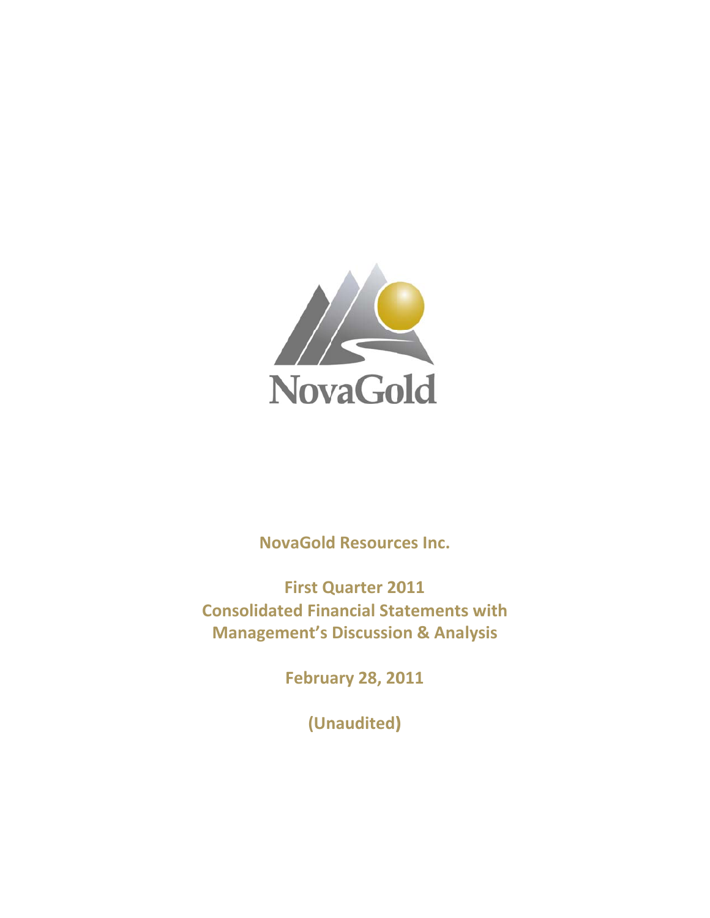NovaGold

**NovaGold Resources Inc.**

**First Quarter 2011**
**Consolidated Financial Statements with**
**Management's Discussion & Analysis**

**February 28, 2011**

**(Unaudited)**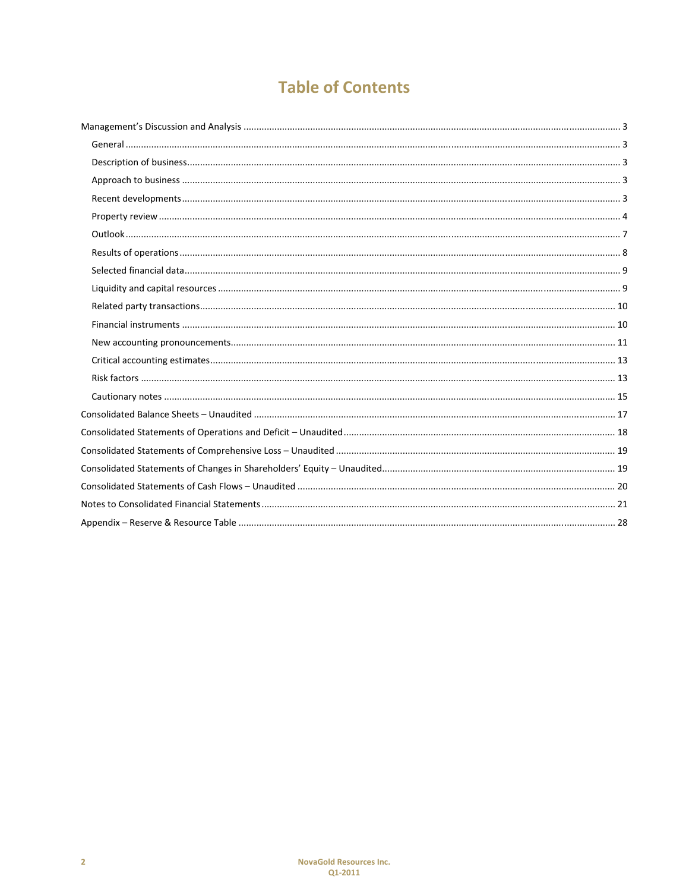# Table of Contents

- Management's Discussion and Analysis ... 3
  - General ... 3
  - Description of business ... 3
  - Approach to business ... 3
  - Recent developments ... 3
  - Property review ... 4
  - Outlook ... 7
  - Results of operations ... 8
  - Selected financial data ... 9
  - Liquidity and capital resources ... 9
  - Related party transactions ... 10
  - Financial instruments ... 10
  - New accounting pronouncements ... 11
  - Critical accounting estimates ... 13
  - Risk factors ... 13
  - Cautionary notes ... 15
- Consolidated Balance Sheets – Unaudited ... 17
- Consolidated Statements of Operations and Deficit – Unaudited ... 18
- Consolidated Statements of Comprehensive Loss – Unaudited ... 19
- Consolidated Statements of Changes in Shareholders' Equity – Unaudited ... 19
- Consolidated Statements of Cash Flows – Unaudited ... 20
- Notes to Consolidated Financial Statements ... 21
- Appendix – Reserve & Resource Table ... 28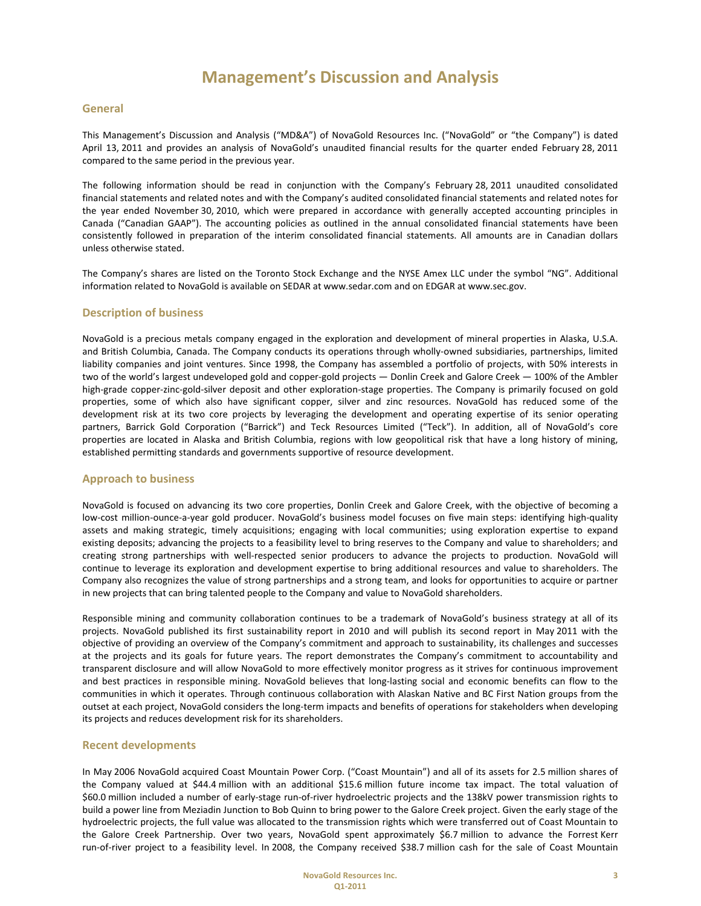# Management's Discussion and Analysis

## General

This Management's Discussion and Analysis ("MD&A") of NovaGold Resources Inc. ("NovaGold" or "the Company") is dated April 13, 2011 and provides an analysis of NovaGold's unaudited financial results for the quarter ended February 28, 2011 compared to the same period in the previous year.

The following information should be read in conjunction with the Company's February 28, 2011 unaudited consolidated financial statements and related notes and with the Company's audited consolidated financial statements and related notes for the year ended November 30, 2010, which were prepared in accordance with generally accepted accounting principles in Canada ("Canadian GAAP"). The accounting policies as outlined in the annual consolidated financial statements have been consistently followed in preparation of the interim consolidated financial statements. All amounts are in Canadian dollars unless otherwise stated.

The Company's shares are listed on the Toronto Stock Exchange and the NYSE Amex LLC under the symbol "NG". Additional information related to NovaGold is available on SEDAR at www.sedar.com and on EDGAR at www.sec.gov.

## Description of business

NovaGold is a precious metals company engaged in the exploration and development of mineral properties in Alaska, U.S.A. and British Columbia, Canada. The Company conducts its operations through wholly-owned subsidiaries, partnerships, limited liability companies and joint ventures. Since 1998, the Company has assembled a portfolio of projects, with 50% interests in two of the world's largest undeveloped gold and copper-gold projects — Donlin Creek and Galore Creek — 100% of the Ambler high-grade copper-zinc-gold-silver deposit and other exploration-stage properties. The Company is primarily focused on gold properties, some of which also have significant copper, silver and zinc resources. NovaGold has reduced some of the development risk at its two core projects by leveraging the development and operating expertise of its senior operating partners, Barrick Gold Corporation ("Barrick") and Teck Resources Limited ("Teck"). In addition, all of NovaGold's core properties are located in Alaska and British Columbia, regions with low geopolitical risk that have a long history of mining, established permitting standards and governments supportive of resource development.

## Approach to business

NovaGold is focused on advancing its two core properties, Donlin Creek and Galore Creek, with the objective of becoming a low-cost million-ounce-a-year gold producer. NovaGold's business model focuses on five main steps: identifying high-quality assets and making strategic, timely acquisitions; engaging with local communities; using exploration expertise to expand existing deposits; advancing the projects to a feasibility level to bring reserves to the Company and value to shareholders; and creating strong partnerships with well-respected senior producers to advance the projects to production. NovaGold will continue to leverage its exploration and development expertise to bring additional resources and value to shareholders. The Company also recognizes the value of strong partnerships and a strong team, and looks for opportunities to acquire or partner in new projects that can bring talented people to the Company and value to NovaGold shareholders.

Responsible mining and community collaboration continues to be a trademark of NovaGold's business strategy at all of its projects. NovaGold published its first sustainability report in 2010 and will publish its second report in May 2011 with the objective of providing an overview of the Company's commitment and approach to sustainability, its challenges and successes at the projects and its goals for future years. The report demonstrates the Company's commitment to accountability and transparent disclosure and will allow NovaGold to more effectively monitor progress as it strives for continuous improvement and best practices in responsible mining. NovaGold believes that long-lasting social and economic benefits can flow to the communities in which it operates. Through continuous collaboration with Alaskan Native and BC First Nation groups from the outset at each project, NovaGold considers the long-term impacts and benefits of operations for stakeholders when developing its projects and reduces development risk for its shareholders.

## Recent developments

In May 2006 NovaGold acquired Coast Mountain Power Corp. ("Coast Mountain") and all of its assets for 2.5 million shares of the Company valued at $44.4 million with an additional $15.6 million future income tax impact. The total valuation of $60.0 million included a number of early-stage run-of-river hydroelectric projects and the 138kV power transmission rights to build a power line from Meziadin Junction to Bob Quinn to bring power to the Galore Creek project. Given the early stage of the hydroelectric projects, the full value was allocated to the transmission rights which were transferred out of Coast Mountain to the Galore Creek Partnership. Over two years, NovaGold spent approximately $6.7 million to advance the Forrest Kerr run-of-river project to a feasibility level. In 2008, the Company received $38.7 million cash for the sale of Coast Mountain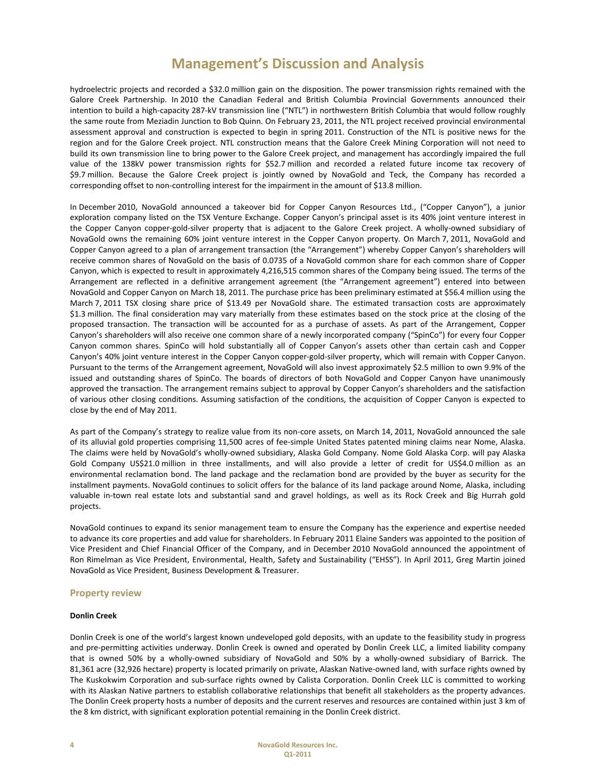hydroelectric projects and recorded a $32.0 million gain on the disposition. The power transmission rights remained with the Galore Creek Partnership. In 2010 the Canadian Federal and British Columbia Provincial Governments announced their intention to build a high-capacity 287-kV transmission line ("NTL") in northwestern British Columbia that would follow roughly the same route from Meziadin Junction to Bob Quinn. On February 23, 2011, the NTL project received provincial environmental assessment approval and construction is expected to begin in spring 2011. Construction of the NTL is positive news for the region and for the Galore Creek project. NTL construction means that the Galore Creek Mining Corporation will not need to build its own transmission line to bring power to the Galore Creek project, and management has accordingly impaired the full value of the 138kV power transmission rights for $52.7 million and recorded a related future income tax recovery of $9.7 million. Because the Galore Creek project is jointly owned by NovaGold and Teck, the Company has recorded a corresponding offset to non-controlling interest for the impairment in the amount of $13.8 million.

In December 2010, NovaGold announced a takeover bid for Copper Canyon Resources Ltd., ("Copper Canyon"), a junior exploration company listed on the TSX Venture Exchange. Copper Canyon's principal asset is its 40% joint venture interest in the Copper Canyon copper-gold-silver property that is adjacent to the Galore Creek project. A wholly-owned subsidiary of NovaGold owns the remaining 60% joint venture interest in the Copper Canyon property. On March 7, 2011, NovaGold and Copper Canyon agreed to a plan of arrangement transaction (the "Arrangement") whereby Copper Canyon's shareholders will receive common shares of NovaGold on the basis of 0.0735 of a NovaGold common share for each common share of Copper Canyon, which is expected to result in approximately 4,216,515 common shares of the Company being issued. The terms of the Arrangement are reflected in a definitive arrangement agreement (the "Arrangement agreement") entered into between NovaGold and Copper Canyon on March 18, 2011. The purchase price has been preliminary estimated at $56.4 million using the March 7, 2011 TSX closing share price of $13.49 per NovaGold share. The estimated transaction costs are approximately $1.3 million. The final consideration may vary materially from these estimates based on the stock price at the closing of the proposed transaction. The transaction will be accounted for as a purchase of assets. As part of the Arrangement, Copper Canyon's shareholders will also receive one common share of a newly incorporated company ("SpinCo") for every four Copper Canyon common shares. SpinCo will hold substantially all of Copper Canyon's assets other than certain cash and Copper Canyon's 40% joint venture interest in the Copper Canyon copper-gold-silver property, which will remain with Copper Canyon. Pursuant to the terms of the Arrangement agreement, NovaGold will also invest approximately $2.5 million to own 9.9% of the issued and outstanding shares of SpinCo. The boards of directors of both NovaGold and Copper Canyon have unanimously approved the transaction. The arrangement remains subject to approval by Copper Canyon's shareholders and the satisfaction of various other closing conditions. Assuming satisfaction of the conditions, the acquisition of Copper Canyon is expected to close by the end of May 2011.

As part of the Company's strategy to realize value from its non-core assets, on March 14, 2011, NovaGold announced the sale of its alluvial gold properties comprising 11,500 acres of fee-simple United States patented mining claims near Nome, Alaska. The claims were held by NovaGold's wholly-owned subsidiary, Alaska Gold Company. Nome Gold Alaska Corp. will pay Alaska Gold Company US$21.0 million in three installments, and will also provide a letter of credit for US$4.0 million as an environmental reclamation bond. The land package and the reclamation bond are provided by the buyer as security for the installment payments. NovaGold continues to solicit offers for the balance of its land package around Nome, Alaska, including valuable in-town real estate lots and substantial sand and gravel holdings, as well as its Rock Creek and Big Hurrah gold projects.

NovaGold continues to expand its senior management team to ensure the Company has the experience and expertise needed to advance its core properties and add value for shareholders. In February 2011 Elaine Sanders was appointed to the position of Vice President and Chief Financial Officer of the Company, and in December 2010 NovaGold announced the appointment of Ron Rimelman as Vice President, Environmental, Health, Safety and Sustainability ("EHSS"). In April 2011, Greg Martin joined NovaGold as Vice President, Business Development & Treasurer.

## Property review

### Donlin Creek

Donlin Creek is one of the world's largest known undeveloped gold deposits, with an update to the feasibility study in progress and pre-permitting activities underway. Donlin Creek is owned and operated by Donlin Creek LLC, a limited liability company that is owned 50% by a wholly-owned subsidiary of NovaGold and 50% by a wholly-owned subsidiary of Barrick. The 81,361 acre (32,926 hectare) property is located primarily on private, Alaskan Native-owned land, with surface rights owned by The Kuskokwim Corporation and sub-surface rights owned by Calista Corporation. Donlin Creek LLC is committed to working with its Alaskan Native partners to establish collaborative relationships that benefit all stakeholders as the property advances. The Donlin Creek property hosts a number of deposits and the current reserves and resources are contained within just 3 km of the 8 km district, with significant exploration potential remaining in the Donlin Creek district.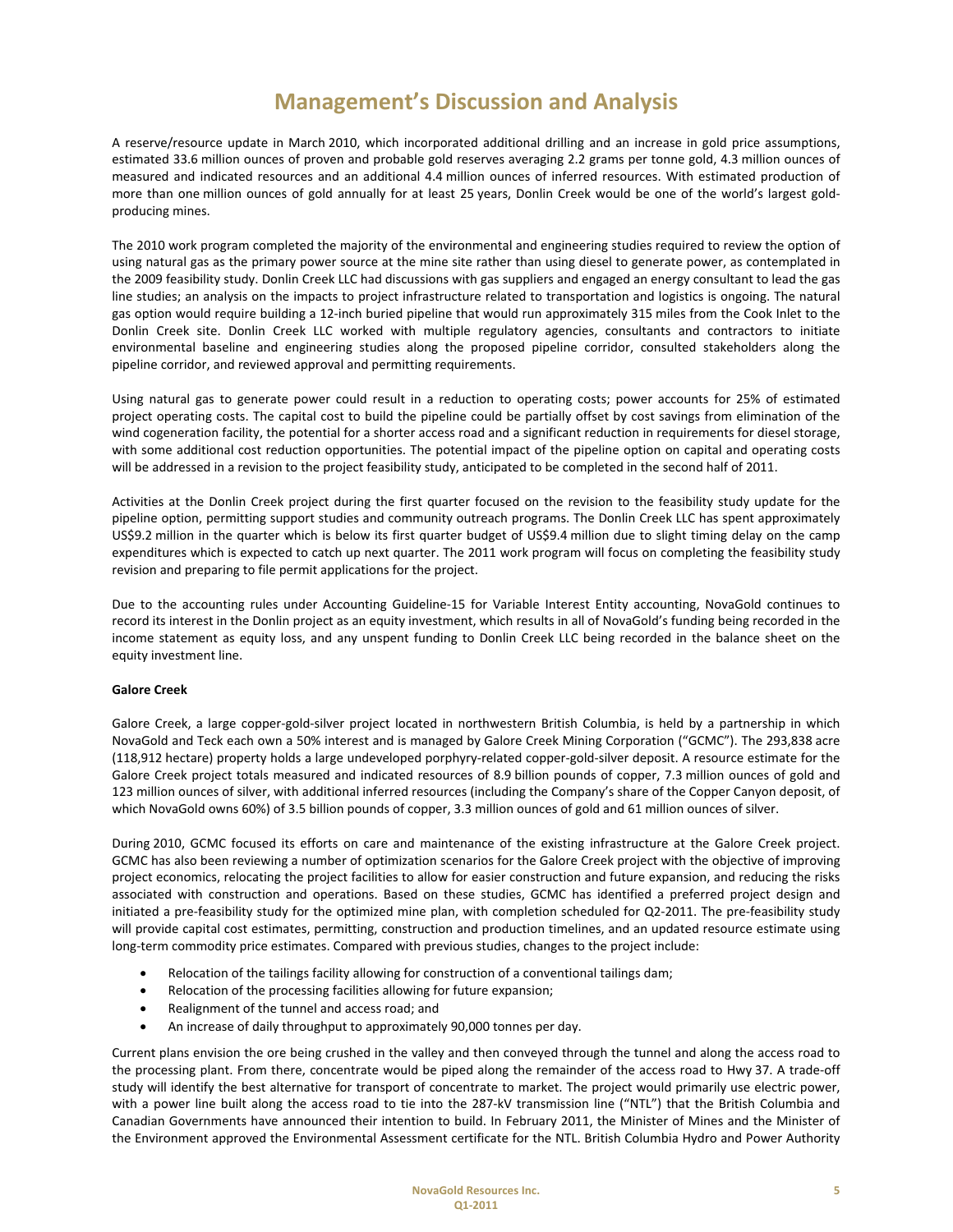# Management's Discussion and Analysis

A reserve/resource update in March 2010, which incorporated additional drilling and an increase in gold price assumptions, estimated 33.6 million ounces of proven and probable gold reserves averaging 2.2 grams per tonne gold, 4.3 million ounces of measured and indicated resources and an additional 4.4 million ounces of inferred resources. With estimated production of more than one million ounces of gold annually for at least 25 years, Donlin Creek would be one of the world's largest gold-producing mines.

The 2010 work program completed the majority of the environmental and engineering studies required to review the option of using natural gas as the primary power source at the mine site rather than using diesel to generate power, as contemplated in the 2009 feasibility study. Donlin Creek LLC had discussions with gas suppliers and engaged an energy consultant to lead the gas line studies; an analysis on the impacts to project infrastructure related to transportation and logistics is ongoing. The natural gas option would require building a 12-inch buried pipeline that would run approximately 315 miles from the Cook Inlet to the Donlin Creek site. Donlin Creek LLC worked with multiple regulatory agencies, consultants and contractors to initiate environmental baseline and engineering studies along the proposed pipeline corridor, consulted stakeholders along the pipeline corridor, and reviewed approval and permitting requirements.

Using natural gas to generate power could result in a reduction to operating costs; power accounts for 25% of estimated project operating costs. The capital cost to build the pipeline could be partially offset by cost savings from elimination of the wind cogeneration facility, the potential for a shorter access road and a significant reduction in requirements for diesel storage, with some additional cost reduction opportunities. The potential impact of the pipeline option on capital and operating costs will be addressed in a revision to the project feasibility study, anticipated to be completed in the second half of 2011.

Activities at the Donlin Creek project during the first quarter focused on the revision to the feasibility study update for the pipeline option, permitting support studies and community outreach programs. The Donlin Creek LLC has spent approximately US$9.2 million in the quarter which is below its first quarter budget of US$9.4 million due to slight timing delay on the camp expenditures which is expected to catch up next quarter. The 2011 work program will focus on completing the feasibility study revision and preparing to file permit applications for the project.

Due to the accounting rules under Accounting Guideline-15 for Variable Interest Entity accounting, NovaGold continues to record its interest in the Donlin project as an equity investment, which results in all of NovaGold's funding being recorded in the income statement as equity loss, and any unspent funding to Donlin Creek LLC being recorded in the balance sheet on the equity investment line.

**Galore Creek**

Galore Creek, a large copper-gold-silver project located in northwestern British Columbia, is held by a partnership in which NovaGold and Teck each own a 50% interest and is managed by Galore Creek Mining Corporation ("GCMC"). The 293,838 acre (118,912 hectare) property holds a large undeveloped porphyry-related copper-gold-silver deposit. A resource estimate for the Galore Creek project totals measured and indicated resources of 8.9 billion pounds of copper, 7.3 million ounces of gold and 123 million ounces of silver, with additional inferred resources (including the Company's share of the Copper Canyon deposit, of which NovaGold owns 60%) of 3.5 billion pounds of copper, 3.3 million ounces of gold and 61 million ounces of silver.

During 2010, GCMC focused its efforts on care and maintenance of the existing infrastructure at the Galore Creek project. GCMC has also been reviewing a number of optimization scenarios for the Galore Creek project with the objective of improving project economics, relocating the project facilities to allow for easier construction and future expansion, and reducing the risks associated with construction and operations. Based on these studies, GCMC has identified a preferred project design and initiated a pre-feasibility study for the optimized mine plan, with completion scheduled for Q2-2011. The pre-feasibility study will provide capital cost estimates, permitting, construction and production timelines, and an updated resource estimate using long-term commodity price estimates. Compared with previous studies, changes to the project include:

- Relocation of the tailings facility allowing for construction of a conventional tailings dam;
- Relocation of the processing facilities allowing for future expansion;
- Realignment of the tunnel and access road; and
- An increase of daily throughput to approximately 90,000 tonnes per day.

Current plans envision the ore being crushed in the valley and then conveyed through the tunnel and along the access road to the processing plant. From there, concentrate would be piped along the remainder of the access road to Hwy 37. A trade-off study will identify the best alternative for transport of concentrate to market. The project would primarily use electric power, with a power line built along the access road to tie into the 287-kV transmission line ("NTL") that the British Columbia and Canadian Governments have announced their intention to build. In February 2011, the Minister of Mines and the Minister of the Environment approved the Environmental Assessment certificate for the NTL. British Columbia Hydro and Power Authority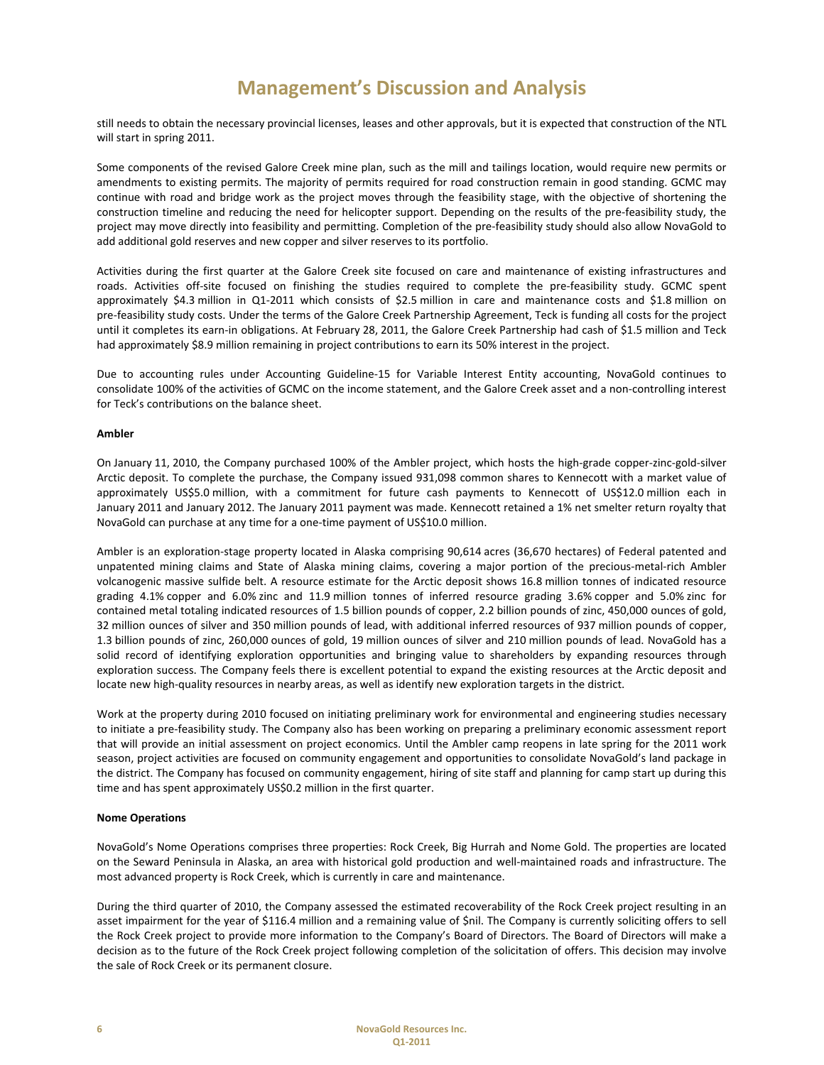still needs to obtain the necessary provincial licenses, leases and other approvals, but it is expected that construction of the NTL will start in spring 2011.

Some components of the revised Galore Creek mine plan, such as the mill and tailings location, would require new permits or amendments to existing permits. The majority of permits required for road construction remain in good standing. GCMC may continue with road and bridge work as the project moves through the feasibility stage, with the objective of shortening the construction timeline and reducing the need for helicopter support. Depending on the results of the pre-feasibility study, the project may move directly into feasibility and permitting. Completion of the pre-feasibility study should also allow NovaGold to add additional gold reserves and new copper and silver reserves to its portfolio.

Activities during the first quarter at the Galore Creek site focused on care and maintenance of existing infrastructures and roads. Activities off-site focused on finishing the studies required to complete the pre-feasibility study. GCMC spent approximately \$4.3 million in Q1-2011 which consists of \$2.5 million in care and maintenance costs and \$1.8 million on pre-feasibility study costs. Under the terms of the Galore Creek Partnership Agreement, Teck is funding all costs for the project until it completes its earn-in obligations. At February 28, 2011, the Galore Creek Partnership had cash of \$1.5 million and Teck had approximately \$8.9 million remaining in project contributions to earn its 50% interest in the project.

Due to accounting rules under Accounting Guideline-15 for Variable Interest Entity accounting, NovaGold continues to consolidate 100% of the activities of GCMC on the income statement, and the Galore Creek asset and a non-controlling interest for Teck's contributions on the balance sheet.

**Ambler**

On January 11, 2010, the Company purchased 100% of the Ambler project, which hosts the high-grade copper-zinc-gold-silver Arctic deposit. To complete the purchase, the Company issued 931,098 common shares to Kennecott with a market value of approximately US\$5.0 million, with a commitment for future cash payments to Kennecott of US\$12.0 million each in January 2011 and January 2012. The January 2011 payment was made. Kennecott retained a 1% net smelter return royalty that NovaGold can purchase at any time for a one-time payment of US\$10.0 million.

Ambler is an exploration-stage property located in Alaska comprising 90,614 acres (36,670 hectares) of Federal patented and unpatented mining claims and State of Alaska mining claims, covering a major portion of the precious-metal-rich Ambler volcanogenic massive sulfide belt. A resource estimate for the Arctic deposit shows 16.8 million tonnes of indicated resource grading 4.1% copper and 6.0% zinc and 11.9 million tonnes of inferred resource grading 3.6% copper and 5.0% zinc for contained metal totaling indicated resources of 1.5 billion pounds of copper, 2.2 billion pounds of zinc, 450,000 ounces of gold, 32 million ounces of silver and 350 million pounds of lead, with additional inferred resources of 937 million pounds of copper, 1.3 billion pounds of zinc, 260,000 ounces of gold, 19 million ounces of silver and 210 million pounds of lead. NovaGold has a solid record of identifying exploration opportunities and bringing value to shareholders by expanding resources through exploration success. The Company feels there is excellent potential to expand the existing resources at the Arctic deposit and locate new high-quality resources in nearby areas, as well as identify new exploration targets in the district.

Work at the property during 2010 focused on initiating preliminary work for environmental and engineering studies necessary to initiate a pre-feasibility study. The Company also has been working on preparing a preliminary economic assessment report that will provide an initial assessment on project economics. Until the Ambler camp reopens in late spring for the 2011 work season, project activities are focused on community engagement and opportunities to consolidate NovaGold's land package in the district. The Company has focused on community engagement, hiring of site staff and planning for camp start up during this time and has spent approximately US\$0.2 million in the first quarter.

**Nome Operations**

NovaGold's Nome Operations comprises three properties: Rock Creek, Big Hurrah and Nome Gold. The properties are located on the Seward Peninsula in Alaska, an area with historical gold production and well-maintained roads and infrastructure. The most advanced property is Rock Creek, which is currently in care and maintenance.

During the third quarter of 2010, the Company assessed the estimated recoverability of the Rock Creek project resulting in an asset impairment for the year of \$116.4 million and a remaining value of \$nil. The Company is currently soliciting offers to sell the Rock Creek project to provide more information to the Company's Board of Directors. The Board of Directors will make a decision as to the future of the Rock Creek project following completion of the solicitation of offers. This decision may involve the sale of Rock Creek or its permanent closure.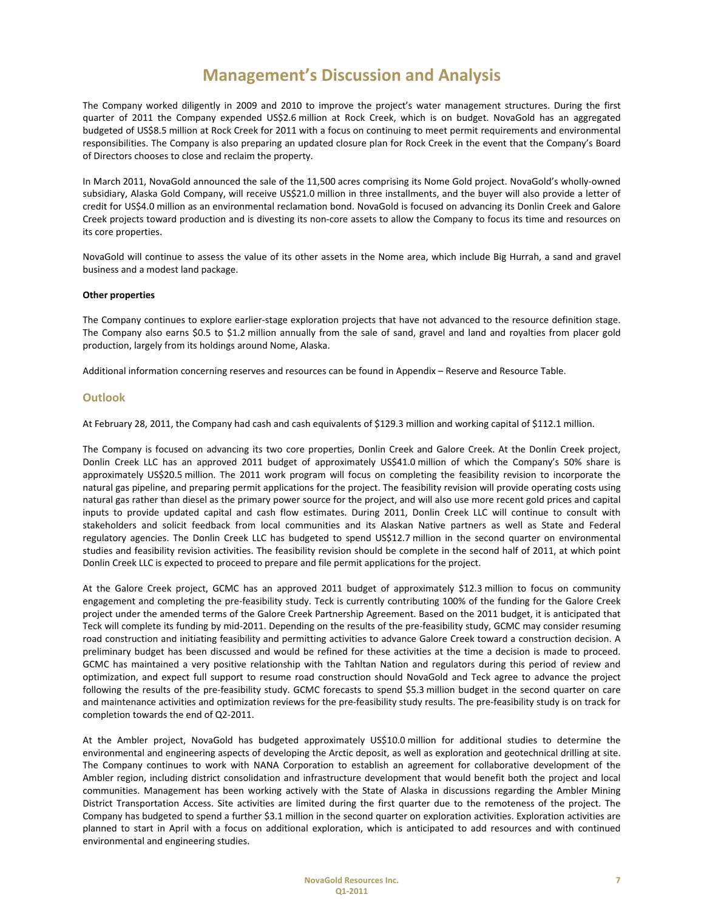# Management's Discussion and Analysis

The Company worked diligently in 2009 and 2010 to improve the project's water management structures. During the first quarter of 2011 the Company expended US$2.6 million at Rock Creek, which is on budget. NovaGold has an aggregated budgeted of US$8.5 million at Rock Creek for 2011 with a focus on continuing to meet permit requirements and environmental responsibilities. The Company is also preparing an updated closure plan for Rock Creek in the event that the Company's Board of Directors chooses to close and reclaim the property.

In March 2011, NovaGold announced the sale of the 11,500 acres comprising its Nome Gold project. NovaGold's wholly-owned subsidiary, Alaska Gold Company, will receive US$21.0 million in three installments, and the buyer will also provide a letter of credit for US$4.0 million as an environmental reclamation bond. NovaGold is focused on advancing its Donlin Creek and Galore Creek projects toward production and is divesting its non-core assets to allow the Company to focus its time and resources on its core properties.

NovaGold will continue to assess the value of its other assets in the Nome area, which include Big Hurrah, a sand and gravel business and a modest land package.

**Other properties**

The Company continues to explore earlier-stage exploration projects that have not advanced to the resource definition stage. The Company also earns $0.5 to $1.2 million annually from the sale of sand, gravel and land and royalties from placer gold production, largely from its holdings around Nome, Alaska.

Additional information concerning reserves and resources can be found in Appendix – Reserve and Resource Table.

## Outlook

At February 28, 2011, the Company had cash and cash equivalents of $129.3 million and working capital of $112.1 million.

The Company is focused on advancing its two core properties, Donlin Creek and Galore Creek. At the Donlin Creek project, Donlin Creek LLC has an approved 2011 budget of approximately US$41.0 million of which the Company's 50% share is approximately US$20.5 million. The 2011 work program will focus on completing the feasibility revision to incorporate the natural gas pipeline, and preparing permit applications for the project. The feasibility revision will provide operating costs using natural gas rather than diesel as the primary power source for the project, and will also use more recent gold prices and capital inputs to provide updated capital and cash flow estimates. During 2011, Donlin Creek LLC will continue to consult with stakeholders and solicit feedback from local communities and its Alaskan Native partners as well as State and Federal regulatory agencies. The Donlin Creek LLC has budgeted to spend US$12.7 million in the second quarter on environmental studies and feasibility revision activities. The feasibility revision should be complete in the second half of 2011, at which point Donlin Creek LLC is expected to proceed to prepare and file permit applications for the project.

At the Galore Creek project, GCMC has an approved 2011 budget of approximately $12.3 million to focus on community engagement and completing the pre-feasibility study. Teck is currently contributing 100% of the funding for the Galore Creek project under the amended terms of the Galore Creek Partnership Agreement. Based on the 2011 budget, it is anticipated that Teck will complete its funding by mid-2011. Depending on the results of the pre-feasibility study, GCMC may consider resuming road construction and initiating feasibility and permitting activities to advance Galore Creek toward a construction decision. A preliminary budget has been discussed and would be refined for these activities at the time a decision is made to proceed. GCMC has maintained a very positive relationship with the Tahltan Nation and regulators during this period of review and optimization, and expect full support to resume road construction should NovaGold and Teck agree to advance the project following the results of the pre-feasibility study. GCMC forecasts to spend $5.3 million budget in the second quarter on care and maintenance activities and optimization reviews for the pre-feasibility study results. The pre-feasibility study is on track for completion towards the end of Q2-2011.

At the Ambler project, NovaGold has budgeted approximately US$10.0 million for additional studies to determine the environmental and engineering aspects of developing the Arctic deposit, as well as exploration and geotechnical drilling at site. The Company continues to work with NANA Corporation to establish an agreement for collaborative development of the Ambler region, including district consolidation and infrastructure development that would benefit both the project and local communities. Management has been working actively with the State of Alaska in discussions regarding the Ambler Mining District Transportation Access. Site activities are limited during the first quarter due to the remoteness of the project. The Company has budgeted to spend a further $3.1 million in the second quarter on exploration activities. Exploration activities are planned to start in April with a focus on additional exploration, which is anticipated to add resources and with continued environmental and engineering studies.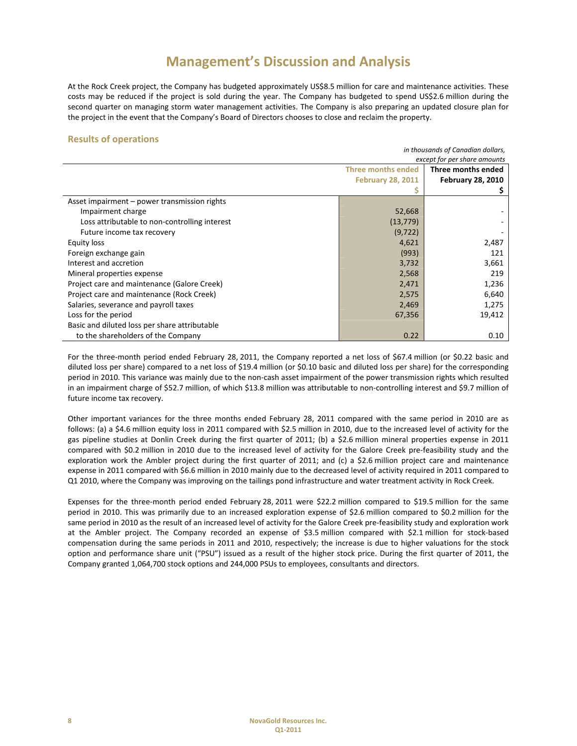# Management's Discussion and Analysis

At the Rock Creek project, the Company has budgeted approximately US$8.5 million for care and maintenance activities. These costs may be reduced if the project is sold during the year. The Company has budgeted to spend US$2.6 million during the second quarter on managing storm water management activities. The Company is also preparing an updated closure plan for the project in the event that the Company's Board of Directors chooses to close and reclaim the property.

## Results of operations

*in thousands of Canadian dollars, except for per share amounts*

| | Three months ended February 28, 2011 $ | Three months ended February 28, 2010 $ |
|---|---|---|
| Asset impairment – power transmission rights | | |
| Impairment charge | 52,668 | - |
| Loss attributable to non-controlling interest | (13,779) | - |
| Future income tax recovery | (9,722) | - |
| Equity loss | 4,621 | 2,487 |
| Foreign exchange gain | (993) | 121 |
| Interest and accretion | 3,732 | 3,661 |
| Mineral properties expense | 2,568 | 219 |
| Project care and maintenance (Galore Creek) | 2,471 | 1,236 |
| Project care and maintenance (Rock Creek) | 2,575 | 6,640 |
| Salaries, severance and payroll taxes | 2,469 | 1,275 |
| Loss for the period | 67,356 | 19,412 |
| Basic and diluted loss per share attributable to the shareholders of the Company | 0.22 | 0.10 |

For the three-month period ended February 28, 2011, the Company reported a net loss of $67.4 million (or $0.22 basic and diluted loss per share) compared to a net loss of $19.4 million (or $0.10 basic and diluted loss per share) for the corresponding period in 2010. This variance was mainly due to the non-cash asset impairment of the power transmission rights which resulted in an impairment charge of $52.7 million, of which $13.8 million was attributable to non-controlling interest and $9.7 million of future income tax recovery.

Other important variances for the three months ended February 28, 2011 compared with the same period in 2010 are as follows: (a) a $4.6 million equity loss in 2011 compared with $2.5 million in 2010, due to the increased level of activity for the gas pipeline studies at Donlin Creek during the first quarter of 2011; (b) a $2.6 million mineral properties expense in 2011 compared with $0.2 million in 2010 due to the increased level of activity for the Galore Creek pre-feasibility study and the exploration work the Ambler project during the first quarter of 2011; and (c) a $2.6 million project care and maintenance expense in 2011 compared with $6.6 million in 2010 mainly due to the decreased level of activity required in 2011 compared to Q1 2010, where the Company was improving on the tailings pond infrastructure and water treatment activity in Rock Creek.

Expenses for the three-month period ended February 28, 2011 were $22.2 million compared to $19.5 million for the same period in 2010. This was primarily due to an increased exploration expense of $2.6 million compared to $0.2 million for the same period in 2010 as the result of an increased level of activity for the Galore Creek pre-feasibility study and exploration work at the Ambler project. The Company recorded an expense of $3.5 million compared with $2.1 million for stock-based compensation during the same periods in 2011 and 2010, respectively; the increase is due to higher valuations for the stock option and performance share unit ("PSU") issued as a result of the higher stock price. During the first quarter of 2011, the Company granted 1,064,700 stock options and 244,000 PSUs to employees, consultants and directors.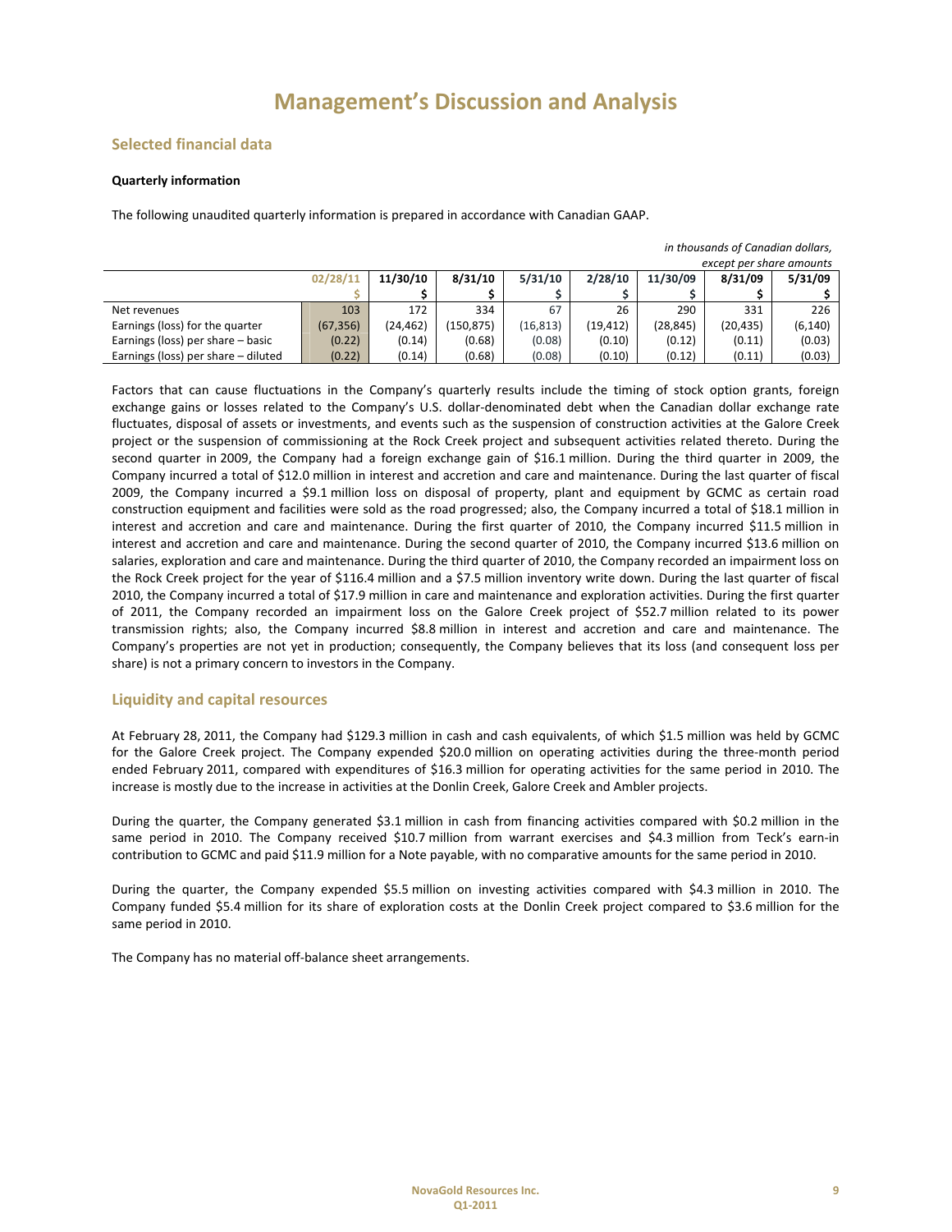# Management's Discussion and Analysis

## Selected financial data

**Quarterly information**

The following unaudited quarterly information is prepared in accordance with Canadian GAAP.

*in thousands of Canadian dollars, except per share amounts*

| | 02/28/11 | 11/30/10 | 8/31/10 | 5/31/10 | 2/28/10 | 11/30/09 | 8/31/09 | 5/31/09 |
|---|---|---|---|---|---|---|---|---|
| | $ | $ | $ | $ | $ | $ | $ | $ |
| Net revenues | 103 | 172 | 334 | 67 | 26 | 290 | 331 | 226 |
| Earnings (loss) for the quarter | (67,356) | (24,462) | (150,875) | (16,813) | (19,412) | (28,845) | (20,435) | (6,140) |
| Earnings (loss) per share – basic | (0.22) | (0.14) | (0.68) | (0.08) | (0.10) | (0.12) | (0.11) | (0.03) |
| Earnings (loss) per share – diluted | (0.22) | (0.14) | (0.68) | (0.08) | (0.10) | (0.12) | (0.11) | (0.03) |

Factors that can cause fluctuations in the Company's quarterly results include the timing of stock option grants, foreign exchange gains or losses related to the Company's U.S. dollar-denominated debt when the Canadian dollar exchange rate fluctuates, disposal of assets or investments, and events such as the suspension of construction activities at the Galore Creek project or the suspension of commissioning at the Rock Creek project and subsequent activities related thereto. During the second quarter in 2009, the Company had a foreign exchange gain of $16.1 million. During the third quarter in 2009, the Company incurred a total of $12.0 million in interest and accretion and care and maintenance. During the last quarter of fiscal 2009, the Company incurred a $9.1 million loss on disposal of property, plant and equipment by GCMC as certain road construction equipment and facilities were sold as the road progressed; also, the Company incurred a total of $18.1 million in interest and accretion and care and maintenance. During the first quarter of 2010, the Company incurred $11.5 million in interest and accretion and care and maintenance. During the second quarter of 2010, the Company incurred $13.6 million on salaries, exploration and care and maintenance. During the third quarter of 2010, the Company recorded an impairment loss on the Rock Creek project for the year of $116.4 million and a $7.5 million inventory write down. During the last quarter of fiscal 2010, the Company incurred a total of $17.9 million in care and maintenance and exploration activities. During the first quarter of 2011, the Company recorded an impairment loss on the Galore Creek project of $52.7 million related to its power transmission rights; also, the Company incurred $8.8 million in interest and accretion and care and maintenance. The Company's properties are not yet in production; consequently, the Company believes that its loss (and consequent loss per share) is not a primary concern to investors in the Company.

## Liquidity and capital resources

At February 28, 2011, the Company had $129.3 million in cash and cash equivalents, of which $1.5 million was held by GCMC for the Galore Creek project. The Company expended $20.0 million on operating activities during the three-month period ended February 2011, compared with expenditures of $16.3 million for operating activities for the same period in 2010. The increase is mostly due to the increase in activities at the Donlin Creek, Galore Creek and Ambler projects.

During the quarter, the Company generated $3.1 million in cash from financing activities compared with $0.2 million in the same period in 2010. The Company received $10.7 million from warrant exercises and $4.3 million from Teck's earn-in contribution to GCMC and paid $11.9 million for a Note payable, with no comparative amounts for the same period in 2010.

During the quarter, the Company expended $5.5 million on investing activities compared with $4.3 million in 2010. The Company funded $5.4 million for its share of exploration costs at the Donlin Creek project compared to $3.6 million for the same period in 2010.

The Company has no material off-balance sheet arrangements.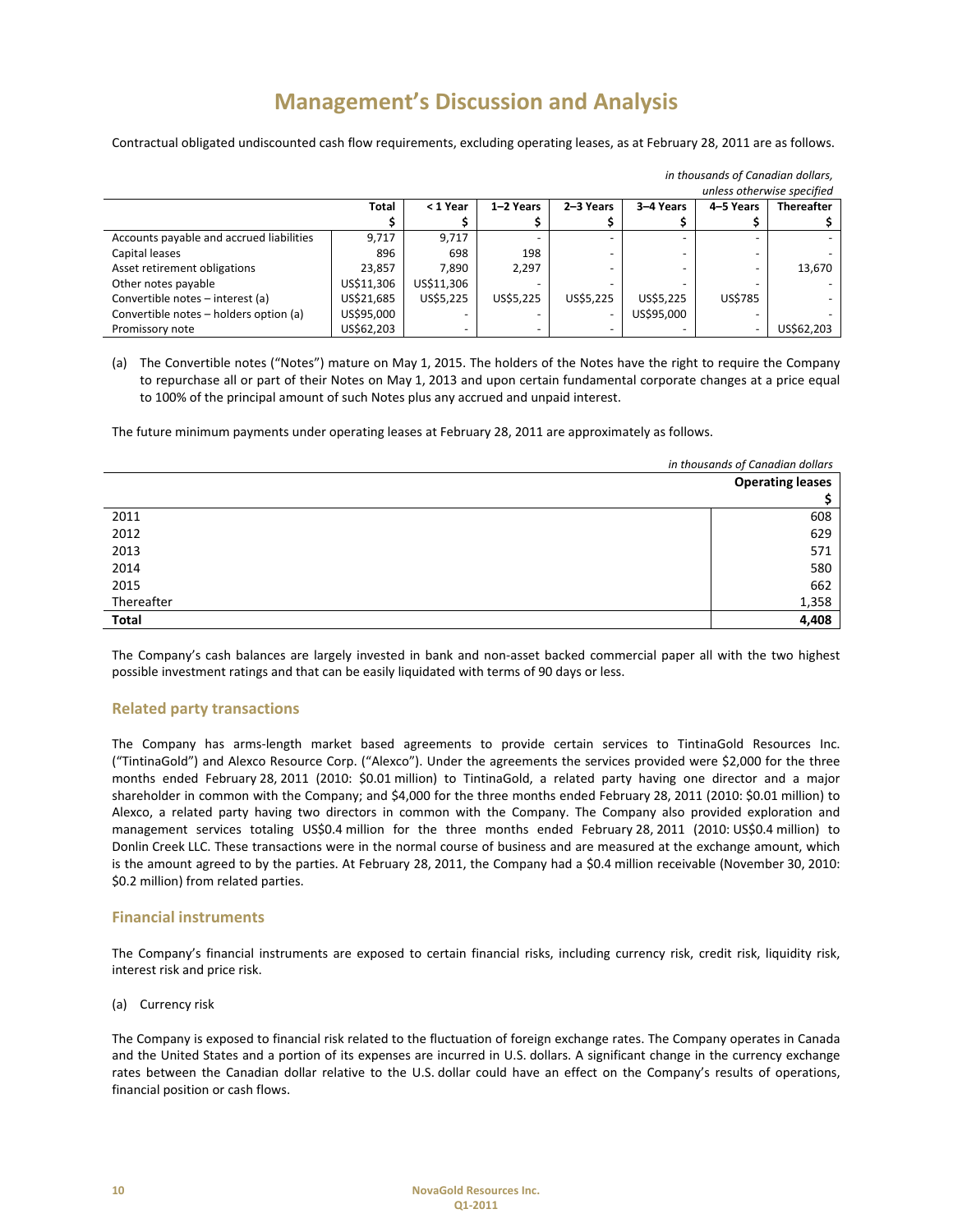# Management's Discussion and Analysis

Contractual obligated undiscounted cash flow requirements, excluding operating leases, as at February 28, 2011 are as follows.

*in thousands of Canadian dollars, unless otherwise specified*

| | Total $ | < 1 Year $ | 1–2 Years $ | 2–3 Years $ | 3–4 Years $ | 4–5 Years $ | Thereafter $ |
|---|---|---|---|---|---|---|---|
| Accounts payable and accrued liabilities | 9,717 | 9,717 | - | - | - | - | - |
| Capital leases | 896 | 698 | 198 | - | - | - | - |
| Asset retirement obligations | 23,857 | 7,890 | 2,297 | - | - | - | 13,670 |
| Other notes payable | US$11,306 | US$11,306 | - | - | - | - | - |
| Convertible notes – interest (a) | US$21,685 | US$5,225 | US$5,225 | US$5,225 | US$5,225 | US$785 | - |
| Convertible notes – holders option (a) | US$95,000 | - | - | - | US$95,000 | - | - |
| Promissory note | US$62,203 | - | - | - | - | - | US$62,203 |

(a) The Convertible notes ("Notes") mature on May 1, 2015. The holders of the Notes have the right to require the Company to repurchase all or part of their Notes on May 1, 2013 and upon certain fundamental corporate changes at a price equal to 100% of the principal amount of such Notes plus any accrued and unpaid interest.

The future minimum payments under operating leases at February 28, 2011 are approximately as follows.

*in thousands of Canadian dollars*

| | Operating leases $ |
|---|---|
| 2011 | 608 |
| 2012 | 629 |
| 2013 | 571 |
| 2014 | 580 |
| 2015 | 662 |
| Thereafter | 1,358 |
| **Total** | **4,408** |

The Company's cash balances are largely invested in bank and non-asset backed commercial paper all with the two highest possible investment ratings and that can be easily liquidated with terms of 90 days or less.

## Related party transactions

The Company has arms-length market based agreements to provide certain services to TintinaGold Resources Inc. ("TintinaGold") and Alexco Resource Corp. ("Alexco"). Under the agreements the services provided were $2,000 for the three months ended February 28, 2011 (2010: $0.01 million) to TintinaGold, a related party having one director and a major shareholder in common with the Company; and $4,000 for the three months ended February 28, 2011 (2010: $0.01 million) to Alexco, a related party having two directors in common with the Company. The Company also provided exploration and management services totaling US$0.4 million for the three months ended February 28, 2011 (2010: US$0.4 million) to Donlin Creek LLC. These transactions were in the normal course of business and are measured at the exchange amount, which is the amount agreed to by the parties. At February 28, 2011, the Company had a $0.4 million receivable (November 30, 2010: $0.2 million) from related parties.

## Financial instruments

The Company's financial instruments are exposed to certain financial risks, including currency risk, credit risk, liquidity risk, interest risk and price risk.

(a) Currency risk

The Company is exposed to financial risk related to the fluctuation of foreign exchange rates. The Company operates in Canada and the United States and a portion of its expenses are incurred in U.S. dollars. A significant change in the currency exchange rates between the Canadian dollar relative to the U.S. dollar could have an effect on the Company's results of operations, financial position or cash flows.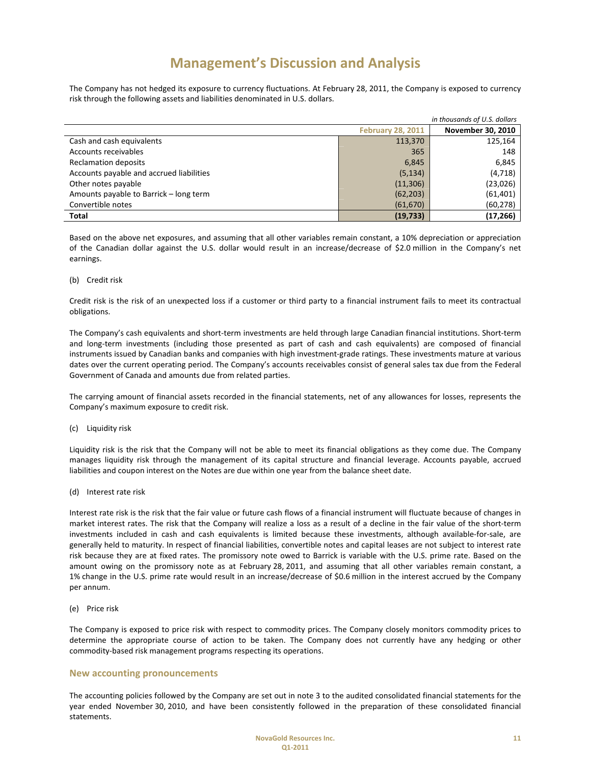# Management's Discussion and Analysis

The Company has not hedged its exposure to currency fluctuations. At February 28, 2011, the Company is exposed to currency risk through the following assets and liabilities denominated in U.S. dollars.

*in thousands of U.S. dollars*

| | February 28, 2011 | November 30, 2010 |
|---|---|---|
| Cash and cash equivalents | 113,370 | 125,164 |
| Accounts receivables | 365 | 148 |
| Reclamation deposits | 6,845 | 6,845 |
| Accounts payable and accrued liabilities | (5,134) | (4,718) |
| Other notes payable | (11,306) | (23,026) |
| Amounts payable to Barrick – long term | (62,203) | (61,401) |
| Convertible notes | (61,670) | (60,278) |
| **Total** | **(19,733)** | **(17,266)** |

Based on the above net exposures, and assuming that all other variables remain constant, a 10% depreciation or appreciation of the Canadian dollar against the U.S. dollar would result in an increase/decrease of $2.0 million in the Company's net earnings.

(b) Credit risk

Credit risk is the risk of an unexpected loss if a customer or third party to a financial instrument fails to meet its contractual obligations.

The Company's cash equivalents and short-term investments are held through large Canadian financial institutions. Short-term and long-term investments (including those presented as part of cash and cash equivalents) are composed of financial instruments issued by Canadian banks and companies with high investment-grade ratings. These investments mature at various dates over the current operating period. The Company's accounts receivables consist of general sales tax due from the Federal Government of Canada and amounts due from related parties.

The carrying amount of financial assets recorded in the financial statements, net of any allowances for losses, represents the Company's maximum exposure to credit risk.

(c) Liquidity risk

Liquidity risk is the risk that the Company will not be able to meet its financial obligations as they come due. The Company manages liquidity risk through the management of its capital structure and financial leverage. Accounts payable, accrued liabilities and coupon interest on the Notes are due within one year from the balance sheet date.

(d) Interest rate risk

Interest rate risk is the risk that the fair value or future cash flows of a financial instrument will fluctuate because of changes in market interest rates. The risk that the Company will realize a loss as a result of a decline in the fair value of the short-term investments included in cash and cash equivalents is limited because these investments, although available-for-sale, are generally held to maturity. In respect of financial liabilities, convertible notes and capital leases are not subject to interest rate risk because they are at fixed rates. The promissory note owed to Barrick is variable with the U.S. prime rate. Based on the amount owing on the promissory note as at February 28, 2011, and assuming that all other variables remain constant, a 1% change in the U.S. prime rate would result in an increase/decrease of $0.6 million in the interest accrued by the Company per annum.

(e) Price risk

The Company is exposed to price risk with respect to commodity prices. The Company closely monitors commodity prices to determine the appropriate course of action to be taken. The Company does not currently have any hedging or other commodity-based risk management programs respecting its operations.

## New accounting pronouncements

The accounting policies followed by the Company are set out in note 3 to the audited consolidated financial statements for the year ended November 30, 2010, and have been consistently followed in the preparation of these consolidated financial statements.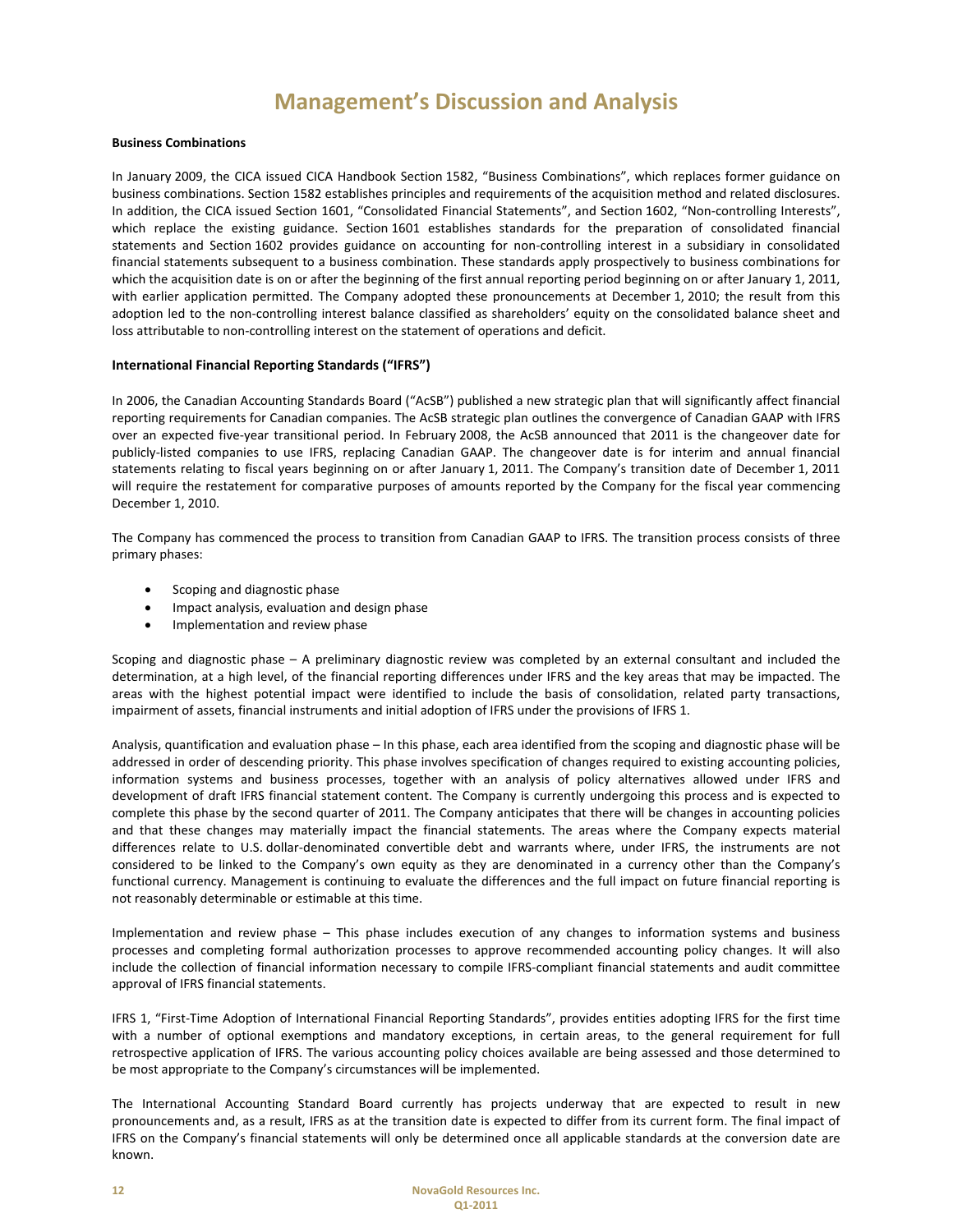# Management's Discussion and Analysis

**Business Combinations**

In January 2009, the CICA issued CICA Handbook Section 1582, "Business Combinations", which replaces former guidance on business combinations. Section 1582 establishes principles and requirements of the acquisition method and related disclosures. In addition, the CICA issued Section 1601, "Consolidated Financial Statements", and Section 1602, "Non-controlling Interests", which replace the existing guidance. Section 1601 establishes standards for the preparation of consolidated financial statements and Section 1602 provides guidance on accounting for non-controlling interest in a subsidiary in consolidated financial statements subsequent to a business combination. These standards apply prospectively to business combinations for which the acquisition date is on or after the beginning of the first annual reporting period beginning on or after January 1, 2011, with earlier application permitted. The Company adopted these pronouncements at December 1, 2010; the result from this adoption led to the non-controlling interest balance classified as shareholders' equity on the consolidated balance sheet and loss attributable to non-controlling interest on the statement of operations and deficit.

**International Financial Reporting Standards ("IFRS")**

In 2006, the Canadian Accounting Standards Board ("AcSB") published a new strategic plan that will significantly affect financial reporting requirements for Canadian companies. The AcSB strategic plan outlines the convergence of Canadian GAAP with IFRS over an expected five-year transitional period. In February 2008, the AcSB announced that 2011 is the changeover date for publicly-listed companies to use IFRS, replacing Canadian GAAP. The changeover date is for interim and annual financial statements relating to fiscal years beginning on or after January 1, 2011. The Company's transition date of December 1, 2011 will require the restatement for comparative purposes of amounts reported by the Company for the fiscal year commencing December 1, 2010.

The Company has commenced the process to transition from Canadian GAAP to IFRS. The transition process consists of three primary phases:

- Scoping and diagnostic phase
- Impact analysis, evaluation and design phase
- Implementation and review phase

Scoping and diagnostic phase – A preliminary diagnostic review was completed by an external consultant and included the determination, at a high level, of the financial reporting differences under IFRS and the key areas that may be impacted. The areas with the highest potential impact were identified to include the basis of consolidation, related party transactions, impairment of assets, financial instruments and initial adoption of IFRS under the provisions of IFRS 1.

Analysis, quantification and evaluation phase – In this phase, each area identified from the scoping and diagnostic phase will be addressed in order of descending priority. This phase involves specification of changes required to existing accounting policies, information systems and business processes, together with an analysis of policy alternatives allowed under IFRS and development of draft IFRS financial statement content. The Company is currently undergoing this process and is expected to complete this phase by the second quarter of 2011. The Company anticipates that there will be changes in accounting policies and that these changes may materially impact the financial statements. The areas where the Company expects material differences relate to U.S. dollar-denominated convertible debt and warrants where, under IFRS, the instruments are not considered to be linked to the Company's own equity as they are denominated in a currency other than the Company's functional currency. Management is continuing to evaluate the differences and the full impact on future financial reporting is not reasonably determinable or estimable at this time.

Implementation and review phase – This phase includes execution of any changes to information systems and business processes and completing formal authorization processes to approve recommended accounting policy changes. It will also include the collection of financial information necessary to compile IFRS-compliant financial statements and audit committee approval of IFRS financial statements.

IFRS 1, "First-Time Adoption of International Financial Reporting Standards", provides entities adopting IFRS for the first time with a number of optional exemptions and mandatory exceptions, in certain areas, to the general requirement for full retrospective application of IFRS. The various accounting policy choices available are being assessed and those determined to be most appropriate to the Company's circumstances will be implemented.

The International Accounting Standard Board currently has projects underway that are expected to result in new pronouncements and, as a result, IFRS as at the transition date is expected to differ from its current form. The final impact of IFRS on the Company's financial statements will only be determined once all applicable standards at the conversion date are known.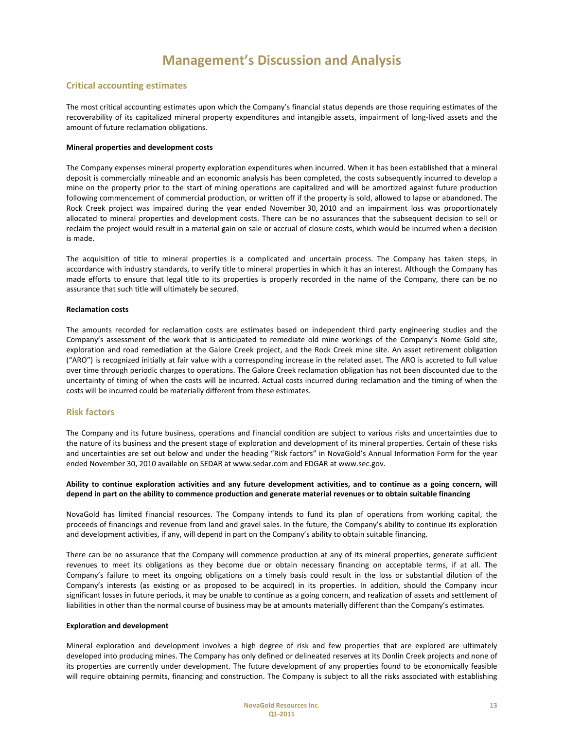# Management's Discussion and Analysis

## Critical accounting estimates

The most critical accounting estimates upon which the Company's financial status depends are those requiring estimates of the recoverability of its capitalized mineral property expenditures and intangible assets, impairment of long-lived assets and the amount of future reclamation obligations.

### Mineral properties and development costs

The Company expenses mineral property exploration expenditures when incurred. When it has been established that a mineral deposit is commercially mineable and an economic analysis has been completed, the costs subsequently incurred to develop a mine on the property prior to the start of mining operations are capitalized and will be amortized against future production following commencement of commercial production, or written off if the property is sold, allowed to lapse or abandoned. The Rock Creek project was impaired during the year ended November 30, 2010 and an impairment loss was proportionately allocated to mineral properties and development costs. There can be no assurances that the subsequent decision to sell or reclaim the project would result in a material gain on sale or accrual of closure costs, which would be incurred when a decision is made.

The acquisition of title to mineral properties is a complicated and uncertain process. The Company has taken steps, in accordance with industry standards, to verify title to mineral properties in which it has an interest. Although the Company has made efforts to ensure that legal title to its properties is properly recorded in the name of the Company, there can be no assurance that such title will ultimately be secured.

### Reclamation costs

The amounts recorded for reclamation costs are estimates based on independent third party engineering studies and the Company's assessment of the work that is anticipated to remediate old mine workings of the Company's Nome Gold site, exploration and road remediation at the Galore Creek project, and the Rock Creek mine site. An asset retirement obligation ("ARO") is recognized initially at fair value with a corresponding increase in the related asset. The ARO is accreted to full value over time through periodic charges to operations. The Galore Creek reclamation obligation has not been discounted due to the uncertainty of timing of when the costs will be incurred. Actual costs incurred during reclamation and the timing of when the costs will be incurred could be materially different from these estimates.

## Risk factors

The Company and its future business, operations and financial condition are subject to various risks and uncertainties due to the nature of its business and the present stage of exploration and development of its mineral properties. Certain of these risks and uncertainties are set out below and under the heading "Risk factors" in NovaGold's Annual Information Form for the year ended November 30, 2010 available on SEDAR at www.sedar.com and EDGAR at www.sec.gov.

### Ability to continue exploration activities and any future development activities, and to continue as a going concern, will depend in part on the ability to commence production and generate material revenues or to obtain suitable financing

NovaGold has limited financial resources. The Company intends to fund its plan of operations from working capital, the proceeds of financings and revenue from land and gravel sales. In the future, the Company's ability to continue its exploration and development activities, if any, will depend in part on the Company's ability to obtain suitable financing.

There can be no assurance that the Company will commence production at any of its mineral properties, generate sufficient revenues to meet its obligations as they become due or obtain necessary financing on acceptable terms, if at all. The Company's failure to meet its ongoing obligations on a timely basis could result in the loss or substantial dilution of the Company's interests (as existing or as proposed to be acquired) in its properties. In addition, should the Company incur significant losses in future periods, it may be unable to continue as a going concern, and realization of assets and settlement of liabilities in other than the normal course of business may be at amounts materially different than the Company's estimates.

### Exploration and development

Mineral exploration and development involves a high degree of risk and few properties that are explored are ultimately developed into producing mines. The Company has only defined or delineated reserves at its Donlin Creek projects and none of its properties are currently under development. The future development of any properties found to be economically feasible will require obtaining permits, financing and construction. The Company is subject to all the risks associated with establishing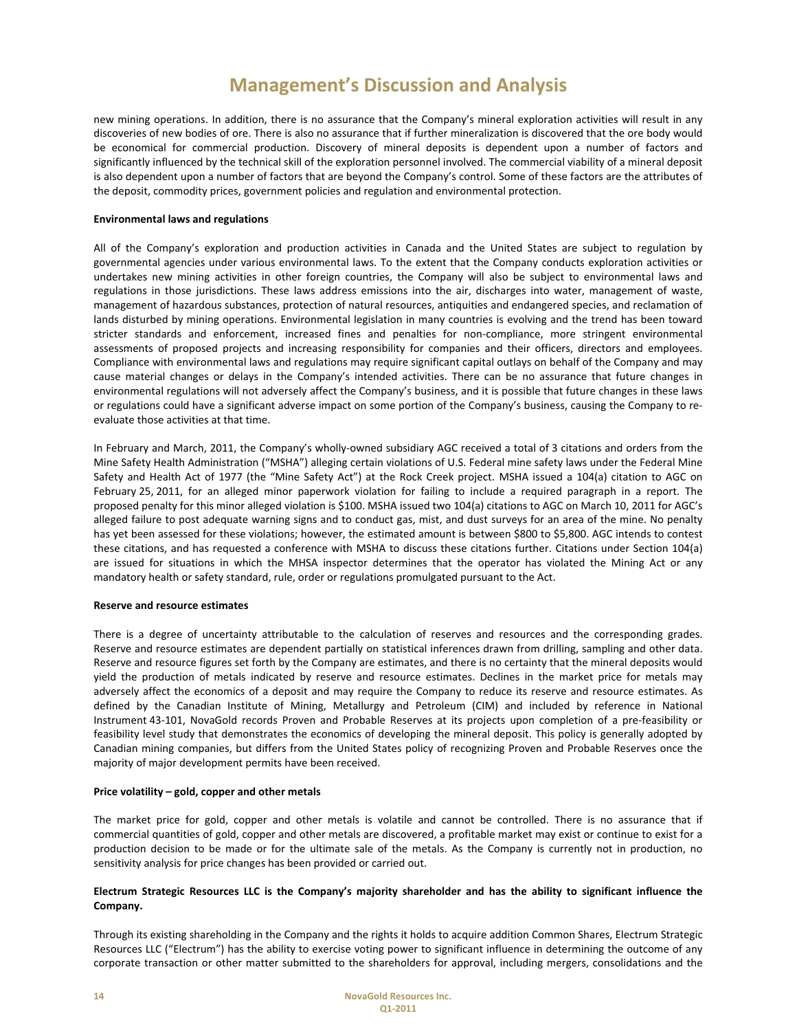# Management's Discussion and Analysis

new mining operations. In addition, there is no assurance that the Company's mineral exploration activities will result in any discoveries of new bodies of ore. There is also no assurance that if further mineralization is discovered that the ore body would be economical for commercial production. Discovery of mineral deposits is dependent upon a number of factors and significantly influenced by the technical skill of the exploration personnel involved. The commercial viability of a mineral deposit is also dependent upon a number of factors that are beyond the Company's control. Some of these factors are the attributes of the deposit, commodity prices, government policies and regulation and environmental protection.

**Environmental laws and regulations**

All of the Company's exploration and production activities in Canada and the United States are subject to regulation by governmental agencies under various environmental laws. To the extent that the Company conducts exploration activities or undertakes new mining activities in other foreign countries, the Company will also be subject to environmental laws and regulations in those jurisdictions. These laws address emissions into the air, discharges into water, management of waste, management of hazardous substances, protection of natural resources, antiquities and endangered species, and reclamation of lands disturbed by mining operations. Environmental legislation in many countries is evolving and the trend has been toward stricter standards and enforcement, increased fines and penalties for non-compliance, more stringent environmental assessments of proposed projects and increasing responsibility for companies and their officers, directors and employees. Compliance with environmental laws and regulations may require significant capital outlays on behalf of the Company and may cause material changes or delays in the Company's intended activities. There can be no assurance that future changes in environmental regulations will not adversely affect the Company's business, and it is possible that future changes in these laws or regulations could have a significant adverse impact on some portion of the Company's business, causing the Company to re-evaluate those activities at that time.

In February and March, 2011, the Company's wholly-owned subsidiary AGC received a total of 3 citations and orders from the Mine Safety Health Administration ("MSHA") alleging certain violations of U.S. Federal mine safety laws under the Federal Mine Safety and Health Act of 1977 (the "Mine Safety Act") at the Rock Creek project. MSHA issued a 104(a) citation to AGC on February 25, 2011, for an alleged minor paperwork violation for failing to include a required paragraph in a report. The proposed penalty for this minor alleged violation is $100. MSHA issued two 104(a) citations to AGC on March 10, 2011 for AGC's alleged failure to post adequate warning signs and to conduct gas, mist, and dust surveys for an area of the mine. No penalty has yet been assessed for these violations; however, the estimated amount is between $800 to $5,800. AGC intends to contest these citations, and has requested a conference with MSHA to discuss these citations further. Citations under Section 104(a) are issued for situations in which the MHSA inspector determines that the operator has violated the Mining Act or any mandatory health or safety standard, rule, order or regulations promulgated pursuant to the Act.

**Reserve and resource estimates**

There is a degree of uncertainty attributable to the calculation of reserves and resources and the corresponding grades. Reserve and resource estimates are dependent partially on statistical inferences drawn from drilling, sampling and other data. Reserve and resource figures set forth by the Company are estimates, and there is no certainty that the mineral deposits would yield the production of metals indicated by reserve and resource estimates. Declines in the market price for metals may adversely affect the economics of a deposit and may require the Company to reduce its reserve and resource estimates. As defined by the Canadian Institute of Mining, Metallurgy and Petroleum (CIM) and included by reference in National Instrument 43-101, NovaGold records Proven and Probable Reserves at its projects upon completion of a pre-feasibility or feasibility level study that demonstrates the economics of developing the mineral deposit. This policy is generally adopted by Canadian mining companies, but differs from the United States policy of recognizing Proven and Probable Reserves once the majority of major development permits have been received.

**Price volatility – gold, copper and other metals**

The market price for gold, copper and other metals is volatile and cannot be controlled. There is no assurance that if commercial quantities of gold, copper and other metals are discovered, a profitable market may exist or continue to exist for a production decision to be made or for the ultimate sale of the metals. As the Company is currently not in production, no sensitivity analysis for price changes has been provided or carried out.

**Electrum Strategic Resources LLC is the Company's majority shareholder and has the ability to significant influence the Company.**

Through its existing shareholding in the Company and the rights it holds to acquire addition Common Shares, Electrum Strategic Resources LLC ("Electrum") has the ability to exercise voting power to significant influence in determining the outcome of any corporate transaction or other matter submitted to the shareholders for approval, including mergers, consolidations and the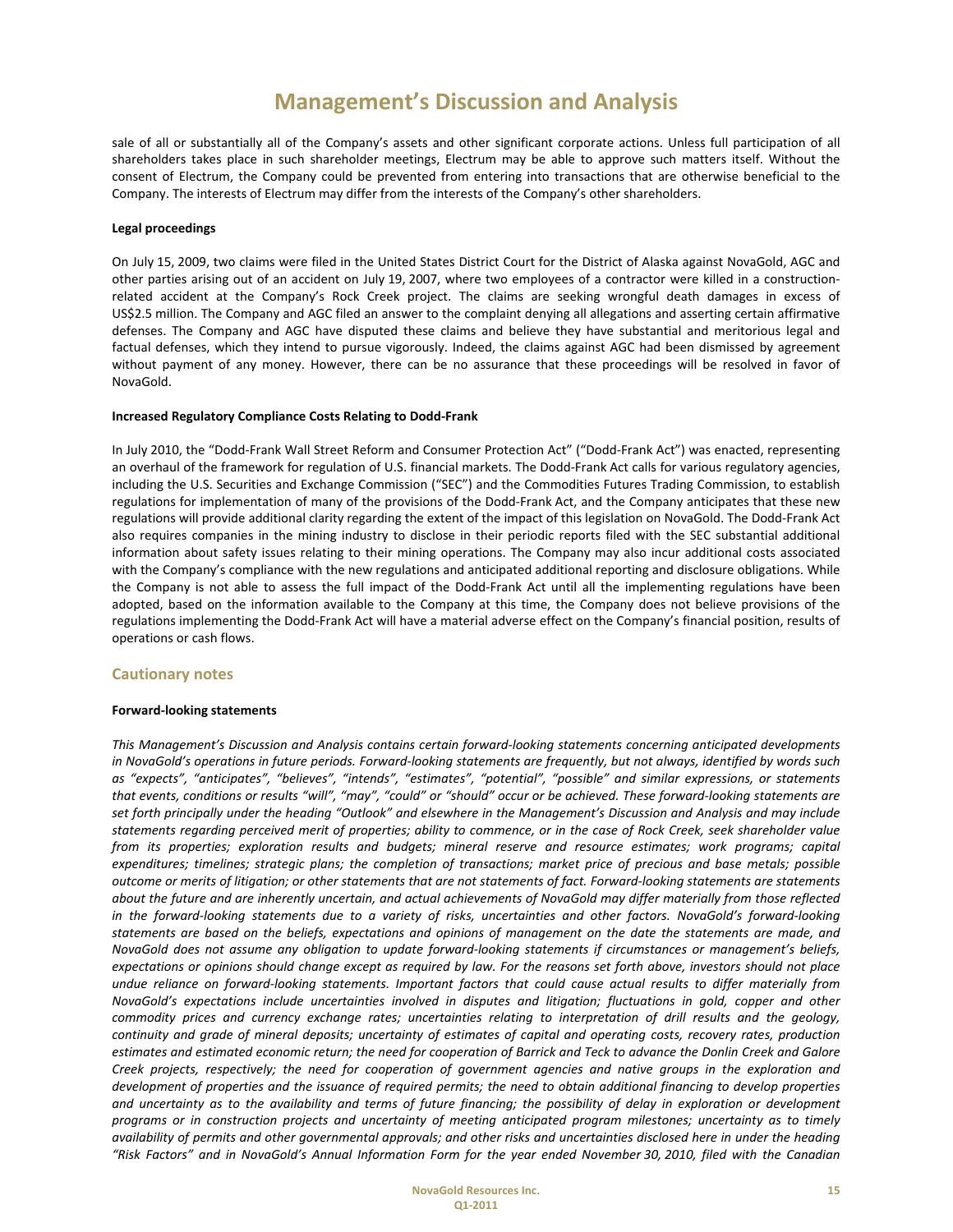sale of all or substantially all of the Company's assets and other significant corporate actions. Unless full participation of all shareholders takes place in such shareholder meetings, Electrum may be able to approve such matters itself. Without the consent of Electrum, the Company could be prevented from entering into transactions that are otherwise beneficial to the Company. The interests of Electrum may differ from the interests of the Company's other shareholders.

**Legal proceedings**

On July 15, 2009, two claims were filed in the United States District Court for the District of Alaska against NovaGold, AGC and other parties arising out of an accident on July 19, 2007, where two employees of a contractor were killed in a construction-related accident at the Company's Rock Creek project. The claims are seeking wrongful death damages in excess of US$2.5 million. The Company and AGC filed an answer to the complaint denying all allegations and asserting certain affirmative defenses. The Company and AGC have disputed these claims and believe they have substantial and meritorious legal and factual defenses, which they intend to pursue vigorously. Indeed, the claims against AGC had been dismissed by agreement without payment of any money. However, there can be no assurance that these proceedings will be resolved in favor of NovaGold.

**Increased Regulatory Compliance Costs Relating to Dodd-Frank**

In July 2010, the "Dodd-Frank Wall Street Reform and Consumer Protection Act" ("Dodd-Frank Act") was enacted, representing an overhaul of the framework for regulation of U.S. financial markets. The Dodd-Frank Act calls for various regulatory agencies, including the U.S. Securities and Exchange Commission ("SEC") and the Commodities Futures Trading Commission, to establish regulations for implementation of many of the provisions of the Dodd-Frank Act, and the Company anticipates that these new regulations will provide additional clarity regarding the extent of the impact of this legislation on NovaGold. The Dodd-Frank Act also requires companies in the mining industry to disclose in their periodic reports filed with the SEC substantial additional information about safety issues relating to their mining operations. The Company may also incur additional costs associated with the Company's compliance with the new regulations and anticipated additional reporting and disclosure obligations. While the Company is not able to assess the full impact of the Dodd-Frank Act until all the implementing regulations have been adopted, based on the information available to the Company at this time, the Company does not believe provisions of the regulations implementing the Dodd-Frank Act will have a material adverse effect on the Company's financial position, results of operations or cash flows.

## Cautionary notes

**Forward-looking statements**

*This Management's Discussion and Analysis contains certain forward-looking statements concerning anticipated developments in NovaGold's operations in future periods. Forward-looking statements are frequently, but not always, identified by words such as "expects", "anticipates", "believes", "intends", "estimates", "potential", "possible" and similar expressions, or statements that events, conditions or results "will", "may", "could" or "should" occur or be achieved. These forward-looking statements are set forth principally under the heading "Outlook" and elsewhere in the Management's Discussion and Analysis and may include statements regarding perceived merit of properties; ability to commence, or in the case of Rock Creek, seek shareholder value from its properties; exploration results and budgets; mineral reserve and resource estimates; work programs; capital expenditures; timelines; strategic plans; the completion of transactions; market price of precious and base metals; possible outcome or merits of litigation; or other statements that are not statements of fact. Forward-looking statements are statements about the future and are inherently uncertain, and actual achievements of NovaGold may differ materially from those reflected in the forward-looking statements due to a variety of risks, uncertainties and other factors. NovaGold's forward-looking statements are based on the beliefs, expectations and opinions of management on the date the statements are made, and NovaGold does not assume any obligation to update forward-looking statements if circumstances or management's beliefs, expectations or opinions should change except as required by law. For the reasons set forth above, investors should not place undue reliance on forward-looking statements. Important factors that could cause actual results to differ materially from NovaGold's expectations include uncertainties involved in disputes and litigation; fluctuations in gold, copper and other commodity prices and currency exchange rates; uncertainties relating to interpretation of drill results and the geology, continuity and grade of mineral deposits; uncertainty of estimates of capital and operating costs, recovery rates, production estimates and estimated economic return; the need for cooperation of Barrick and Teck to advance the Donlin Creek and Galore Creek projects, respectively; the need for cooperation of government agencies and native groups in the exploration and development of properties and the issuance of required permits; the need to obtain additional financing to develop properties and uncertainty as to the availability and terms of future financing; the possibility of delay in exploration or development programs or in construction projects and uncertainty of meeting anticipated program milestones; uncertainty as to timely availability of permits and other governmental approvals; and other risks and uncertainties disclosed here in under the heading "Risk Factors" and in NovaGold's Annual Information Form for the year ended November 30, 2010, filed with the Canadian*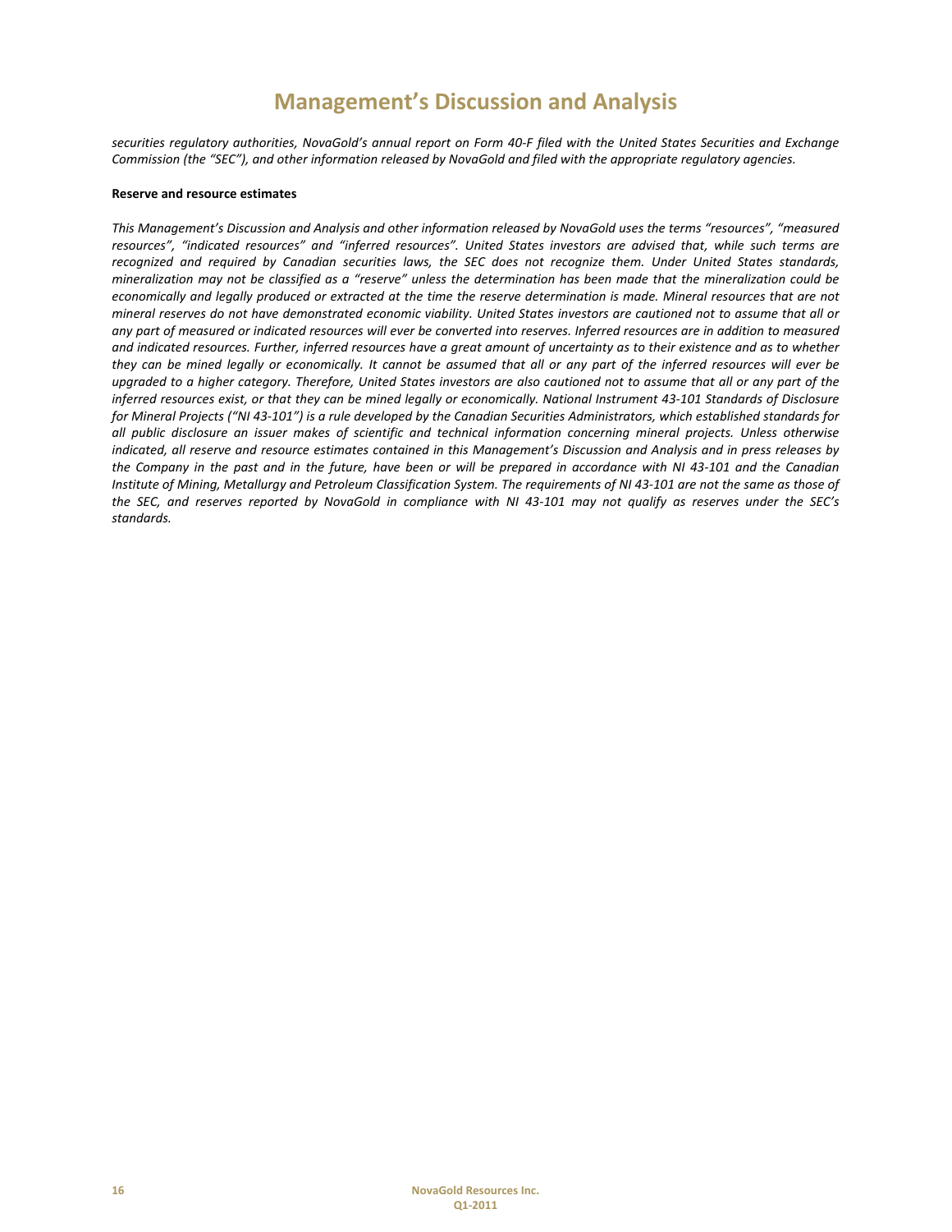*securities regulatory authorities, NovaGold's annual report on Form 40-F filed with the United States Securities and Exchange Commission (the "SEC"), and other information released by NovaGold and filed with the appropriate regulatory agencies.*

**Reserve and resource estimates**

*This Management's Discussion and Analysis and other information released by NovaGold uses the terms "resources", "measured resources", "indicated resources" and "inferred resources". United States investors are advised that, while such terms are recognized and required by Canadian securities laws, the SEC does not recognize them. Under United States standards, mineralization may not be classified as a "reserve" unless the determination has been made that the mineralization could be economically and legally produced or extracted at the time the reserve determination is made. Mineral resources that are not mineral reserves do not have demonstrated economic viability. United States investors are cautioned not to assume that all or any part of measured or indicated resources will ever be converted into reserves. Inferred resources are in addition to measured and indicated resources. Further, inferred resources have a great amount of uncertainty as to their existence and as to whether they can be mined legally or economically. It cannot be assumed that all or any part of the inferred resources will ever be upgraded to a higher category. Therefore, United States investors are also cautioned not to assume that all or any part of the inferred resources exist, or that they can be mined legally or economically. National Instrument 43-101 Standards of Disclosure for Mineral Projects ("NI 43-101") is a rule developed by the Canadian Securities Administrators, which established standards for all public disclosure an issuer makes of scientific and technical information concerning mineral projects. Unless otherwise indicated, all reserve and resource estimates contained in this Management's Discussion and Analysis and in press releases by the Company in the past and in the future, have been or will be prepared in accordance with NI 43-101 and the Canadian Institute of Mining, Metallurgy and Petroleum Classification System. The requirements of NI 43-101 are not the same as those of the SEC, and reserves reported by NovaGold in compliance with NI 43-101 may not qualify as reserves under the SEC's standards.*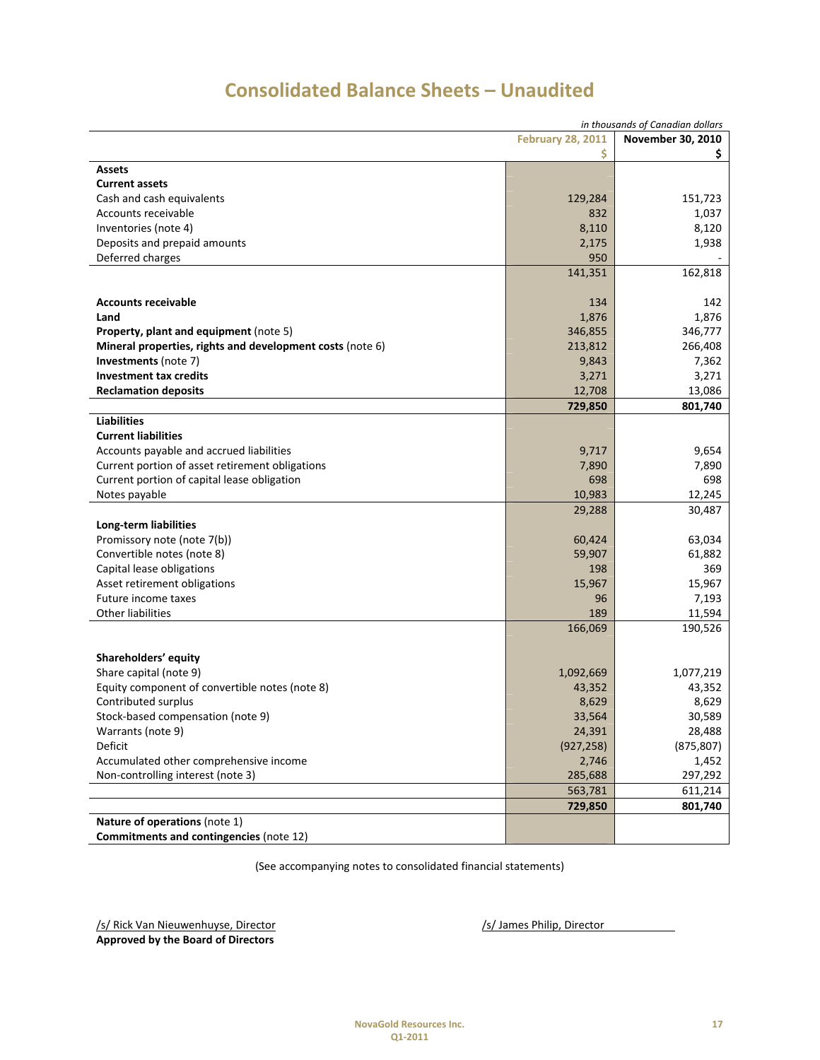# Consolidated Balance Sheets – Unaudited

*in thousands of Canadian dollars*

| | February 28, 2011<br>$ | November 30, 2010<br>$ |
|---|---|---|
| **Assets** | | |
| **Current assets** | | |
| Cash and cash equivalents | 129,284 | 151,723 |
| Accounts receivable | 832 | 1,037 |
| Inventories (note 4) | 8,110 | 8,120 |
| Deposits and prepaid amounts | 2,175 | 1,938 |
| Deferred charges | 950 | - |
| | 141,351 | 162,818 |
| | | |
| **Accounts receivable** | 134 | 142 |
| **Land** | 1,876 | 1,876 |
| **Property, plant and equipment** (note 5) | 346,855 | 346,777 |
| **Mineral properties, rights and development costs** (note 6) | 213,812 | 266,408 |
| **Investments** (note 7) | 9,843 | 7,362 |
| **Investment tax credits** | 3,271 | 3,271 |
| **Reclamation deposits** | 12,708 | 13,086 |
| | **729,850** | **801,740** |
| **Liabilities** | | |
| **Current liabilities** | | |
| Accounts payable and accrued liabilities | 9,717 | 9,654 |
| Current portion of asset retirement obligations | 7,890 | 7,890 |
| Current portion of capital lease obligation | 698 | 698 |
| Notes payable | 10,983 | 12,245 |
| | 29,288 | 30,487 |
| **Long-term liabilities** | | |
| Promissory note (note 7(b)) | 60,424 | 63,034 |
| Convertible notes (note 8) | 59,907 | 61,882 |
| Capital lease obligations | 198 | 369 |
| Asset retirement obligations | 15,967 | 15,967 |
| Future income taxes | 96 | 7,193 |
| Other liabilities | 189 | 11,594 |
| | 166,069 | 190,526 |
| | | |
| **Shareholders' equity** | | |
| Share capital (note 9) | 1,092,669 | 1,077,219 |
| Equity component of convertible notes (note 8) | 43,352 | 43,352 |
| Contributed surplus | 8,629 | 8,629 |
| Stock-based compensation (note 9) | 33,564 | 30,589 |
| Warrants (note 9) | 24,391 | 28,488 |
| Deficit | (927,258) | (875,807) |
| Accumulated other comprehensive income | 2,746 | 1,452 |
| Non-controlling interest (note 3) | 285,688 | 297,292 |
| | 563,781 | 611,214 |
| | **729,850** | **801,740** |
| **Nature of operations** (note 1) | | |
| **Commitments and contingencies** (note 12) | | |

(See accompanying notes to consolidated financial statements)

/s/ Rick Van Nieuwenhuyse, Director

/s/ James Philip, Director

**Approved by the Board of Directors**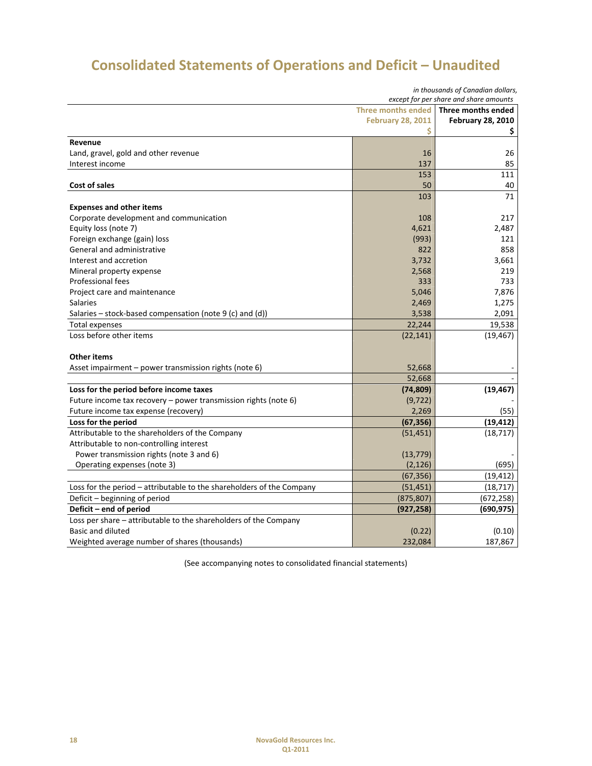# Consolidated Statements of Operations and Deficit – Unaudited

*in thousands of Canadian dollars, except for per share and share amounts*

| | Three months ended February 28, 2011 $ | Three months ended February 28, 2010 $ |
|---|---|---|
| **Revenue** | | |
| Land, gravel, gold and other revenue | 16 | 26 |
| Interest income | 137 | 85 |
| | 153 | 111 |
| **Cost of sales** | 50 | 40 |
| | 103 | 71 |
| **Expenses and other items** | | |
| Corporate development and communication | 108 | 217 |
| Equity loss (note 7) | 4,621 | 2,487 |
| Foreign exchange (gain) loss | (993) | 121 |
| General and administrative | 822 | 858 |
| Interest and accretion | 3,732 | 3,661 |
| Mineral property expense | 2,568 | 219 |
| Professional fees | 333 | 733 |
| Project care and maintenance | 5,046 | 7,876 |
| Salaries | 2,469 | 1,275 |
| Salaries – stock-based compensation (note 9 (c) and (d)) | 3,538 | 2,091 |
| Total expenses | 22,244 | 19,538 |
| Loss before other items | (22,141) | (19,467) |
| **Other items** | | |
| Asset impairment – power transmission rights (note 6) | 52,668 | - |
| | 52,668 | - |
| **Loss for the period before income taxes** | **(74,809)** | **(19,467)** |
| Future income tax recovery – power transmission rights (note 6) | (9,722) | - |
| Future income tax expense (recovery) | 2,269 | (55) |
| **Loss for the period** | **(67,356)** | **(19,412)** |
| Attributable to the shareholders of the Company | (51,451) | (18,717) |
| Attributable to non-controlling interest | | |
| Power transmission rights (note 3 and 6) | (13,779) | - |
| Operating expenses (note 3) | (2,126) | (695) |
| | (67,356) | (19,412) |
| Loss for the period – attributable to the shareholders of the Company | (51,451) | (18,717) |
| Deficit – beginning of period | (875,807) | (672,258) |
| **Deficit – end of period** | **(927,258)** | **(690,975)** |
| Loss per share – attributable to the shareholders of the Company | | |
| Basic and diluted | (0.22) | (0.10) |
| Weighted average number of shares (thousands) | 232,084 | 187,867 |

(See accompanying notes to consolidated financial statements)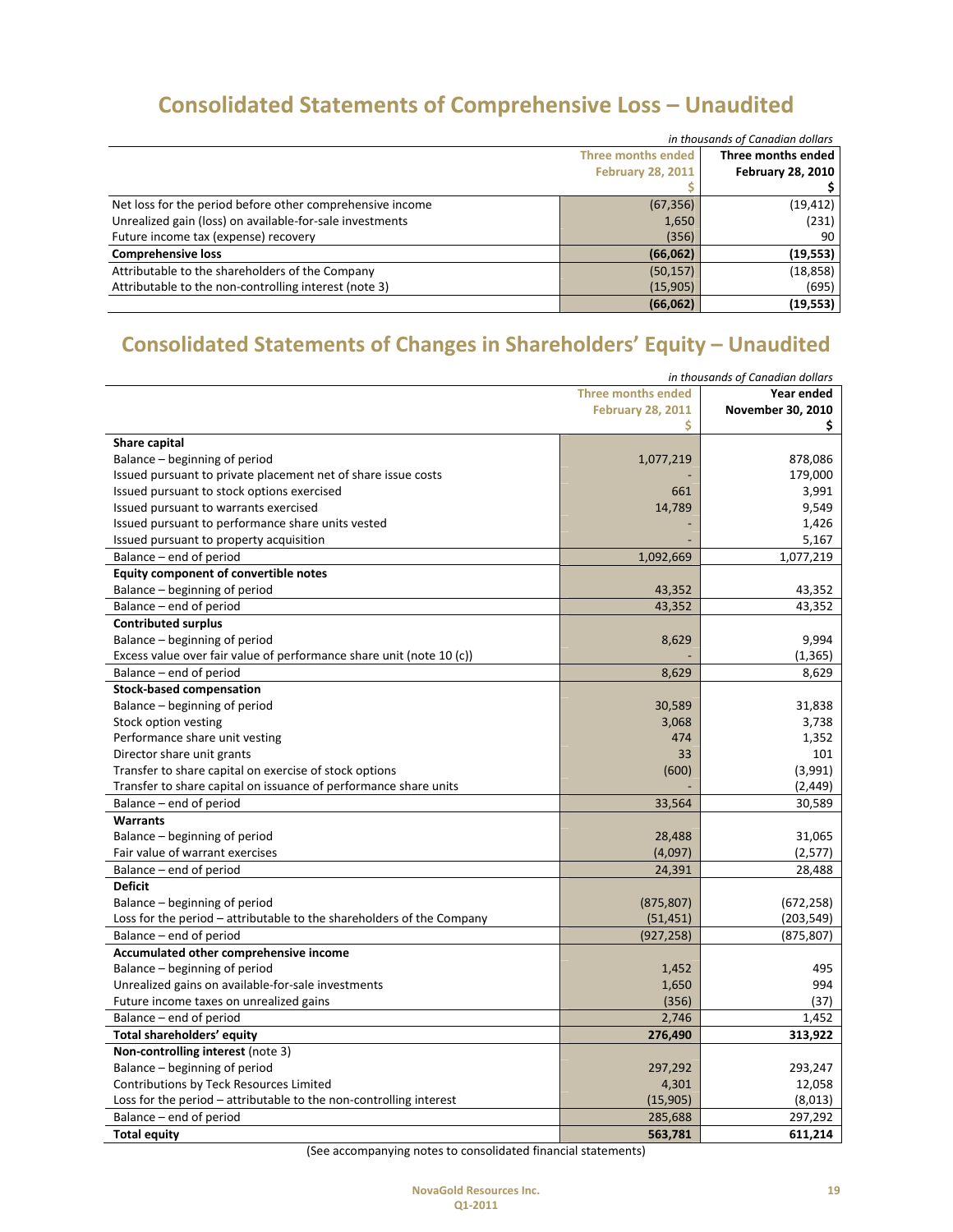# Consolidated Statements of Comprehensive Loss – Unaudited

*in thousands of Canadian dollars*

| | Three months ended February 28, 2011 $ | Three months ended February 28, 2010 $ |
|---|---|---|
| Net loss for the period before other comprehensive income | (67,356) | (19,412) |
| Unrealized gain (loss) on available-for-sale investments | 1,650 | (231) |
| Future income tax (expense) recovery | (356) | 90 |
| **Comprehensive loss** | **(66,062)** | **(19,553)** |
| Attributable to the shareholders of the Company | (50,157) | (18,858) |
| Attributable to the non-controlling interest (note 3) | (15,905) | (695) |
| | **(66,062)** | **(19,553)** |

# Consolidated Statements of Changes in Shareholders' Equity – Unaudited

*in thousands of Canadian dollars*

| | Three months ended February 28, 2011 $ | Year ended November 30, 2010 $ |
|---|---|---|
| **Share capital** | | |
| Balance – beginning of period | 1,077,219 | 878,086 |
| Issued pursuant to private placement net of share issue costs | - | 179,000 |
| Issued pursuant to stock options exercised | 661 | 3,991 |
| Issued pursuant to warrants exercised | 14,789 | 9,549 |
| Issued pursuant to performance share units vested | - | 1,426 |
| Issued pursuant to property acquisition | - | 5,167 |
| Balance – end of period | 1,092,669 | 1,077,219 |
| **Equity component of convertible notes** | | |
| Balance – beginning of period | 43,352 | 43,352 |
| Balance – end of period | 43,352 | 43,352 |
| **Contributed surplus** | | |
| Balance – beginning of period | 8,629 | 9,994 |
| Excess value over fair value of performance share unit (note 10 (c)) | - | (1,365) |
| Balance – end of period | 8,629 | 8,629 |
| **Stock-based compensation** | | |
| Balance – beginning of period | 30,589 | 31,838 |
| Stock option vesting | 3,068 | 3,738 |
| Performance share unit vesting | 474 | 1,352 |
| Director share unit grants | 33 | 101 |
| Transfer to share capital on exercise of stock options | (600) | (3,991) |
| Transfer to share capital on issuance of performance share units | - | (2,449) |
| Balance – end of period | 33,564 | 30,589 |
| **Warrants** | | |
| Balance – beginning of period | 28,488 | 31,065 |
| Fair value of warrant exercises | (4,097) | (2,577) |
| Balance – end of period | 24,391 | 28,488 |
| **Deficit** | | |
| Balance – beginning of period | (875,807) | (672,258) |
| Loss for the period – attributable to the shareholders of the Company | (51,451) | (203,549) |
| Balance – end of period | (927,258) | (875,807) |
| **Accumulated other comprehensive income** | | |
| Balance – beginning of period | 1,452 | 495 |
| Unrealized gains on available-for-sale investments | 1,650 | 994 |
| Future income taxes on unrealized gains | (356) | (37) |
| Balance – end of period | 2,746 | 1,452 |
| **Total shareholders' equity** | **276,490** | **313,922** |
| **Non-controlling interest** (note 3) | | |
| Balance – beginning of period | 297,292 | 293,247 |
| Contributions by Teck Resources Limited | 4,301 | 12,058 |
| Loss for the period – attributable to the non-controlling interest | (15,905) | (8,013) |
| Balance – end of period | 285,688 | 297,292 |
| **Total equity** | **563,781** | **611,214** |

(See accompanying notes to consolidated financial statements)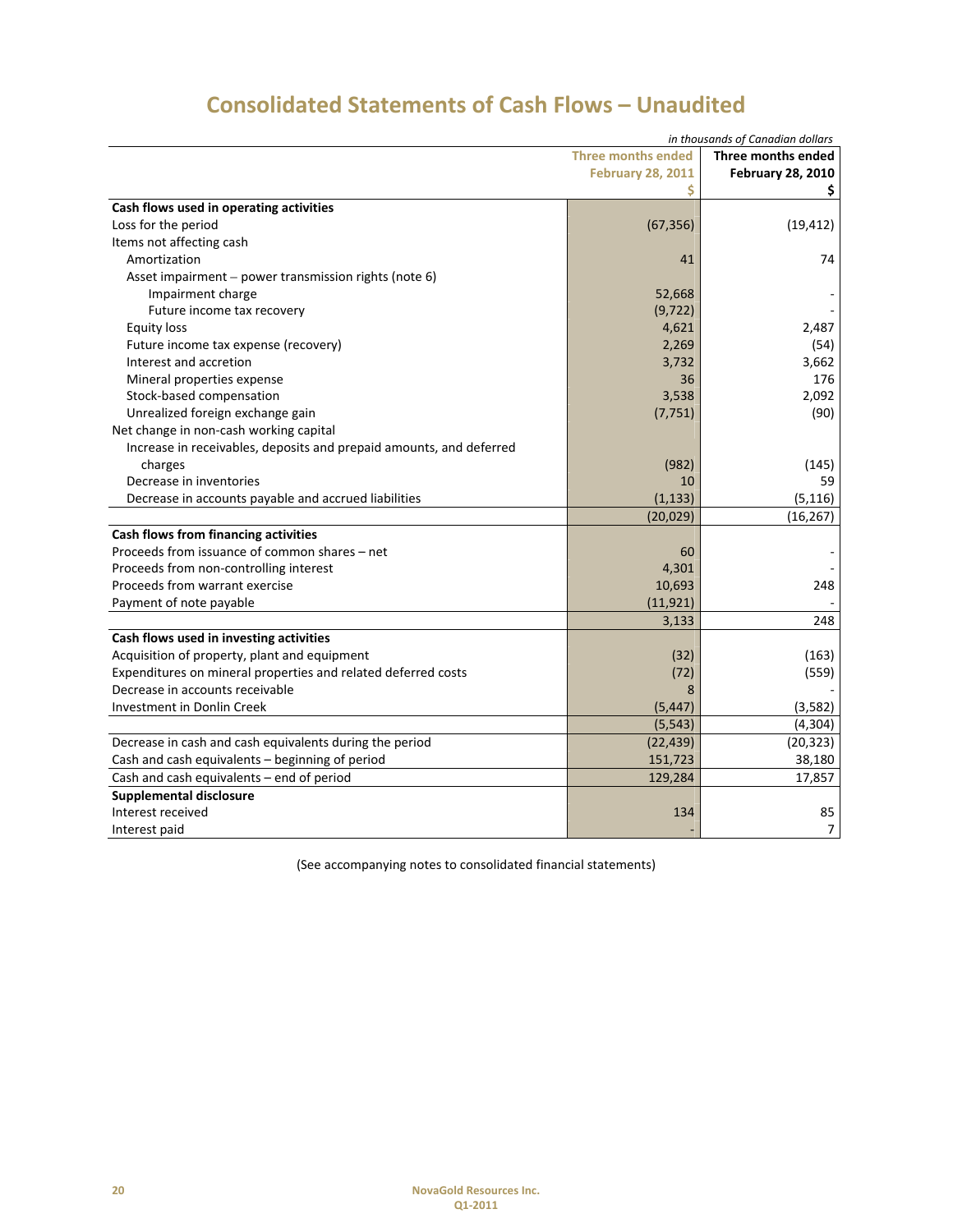# Consolidated Statements of Cash Flows – Unaudited

*in thousands of Canadian dollars*

| | Three months ended February 28, 2011 $ | Three months ended February 28, 2010 $ |
|---|---|---|
| **Cash flows used in operating activities** | | |
| Loss for the period | (67,356) | (19,412) |
| Items not affecting cash | | |
| Amortization | 41 | 74 |
| Asset impairment – power transmission rights (note 6) | | |
| Impairment charge | 52,668 | - |
| Future income tax recovery | (9,722) | - |
| Equity loss | 4,621 | 2,487 |
| Future income tax expense (recovery) | 2,269 | (54) |
| Interest and accretion | 3,732 | 3,662 |
| Mineral properties expense | 36 | 176 |
| Stock-based compensation | 3,538 | 2,092 |
| Unrealized foreign exchange gain | (7,751) | (90) |
| Net change in non-cash working capital | | |
| Increase in receivables, deposits and prepaid amounts, and deferred charges | (982) | (145) |
| Decrease in inventories | 10 | 59 |
| Decrease in accounts payable and accrued liabilities | (1,133) | (5,116) |
| | (20,029) | (16,267) |
| **Cash flows from financing activities** | | |
| Proceeds from issuance of common shares – net | 60 | - |
| Proceeds from non-controlling interest | 4,301 | - |
| Proceeds from warrant exercise | 10,693 | 248 |
| Payment of note payable | (11,921) | - |
| | 3,133 | 248 |
| **Cash flows used in investing activities** | | |
| Acquisition of property, plant and equipment | (32) | (163) |
| Expenditures on mineral properties and related deferred costs | (72) | (559) |
| Decrease in accounts receivable | 8 | - |
| Investment in Donlin Creek | (5,447) | (3,582) |
| | (5,543) | (4,304) |
| Decrease in cash and cash equivalents during the period | (22,439) | (20,323) |
| Cash and cash equivalents – beginning of period | 151,723 | 38,180 |
| Cash and cash equivalents – end of period | 129,284 | 17,857 |
| **Supplemental disclosure** | | |
| Interest received | 134 | 85 |
| Interest paid | - | 7 |

(See accompanying notes to consolidated financial statements)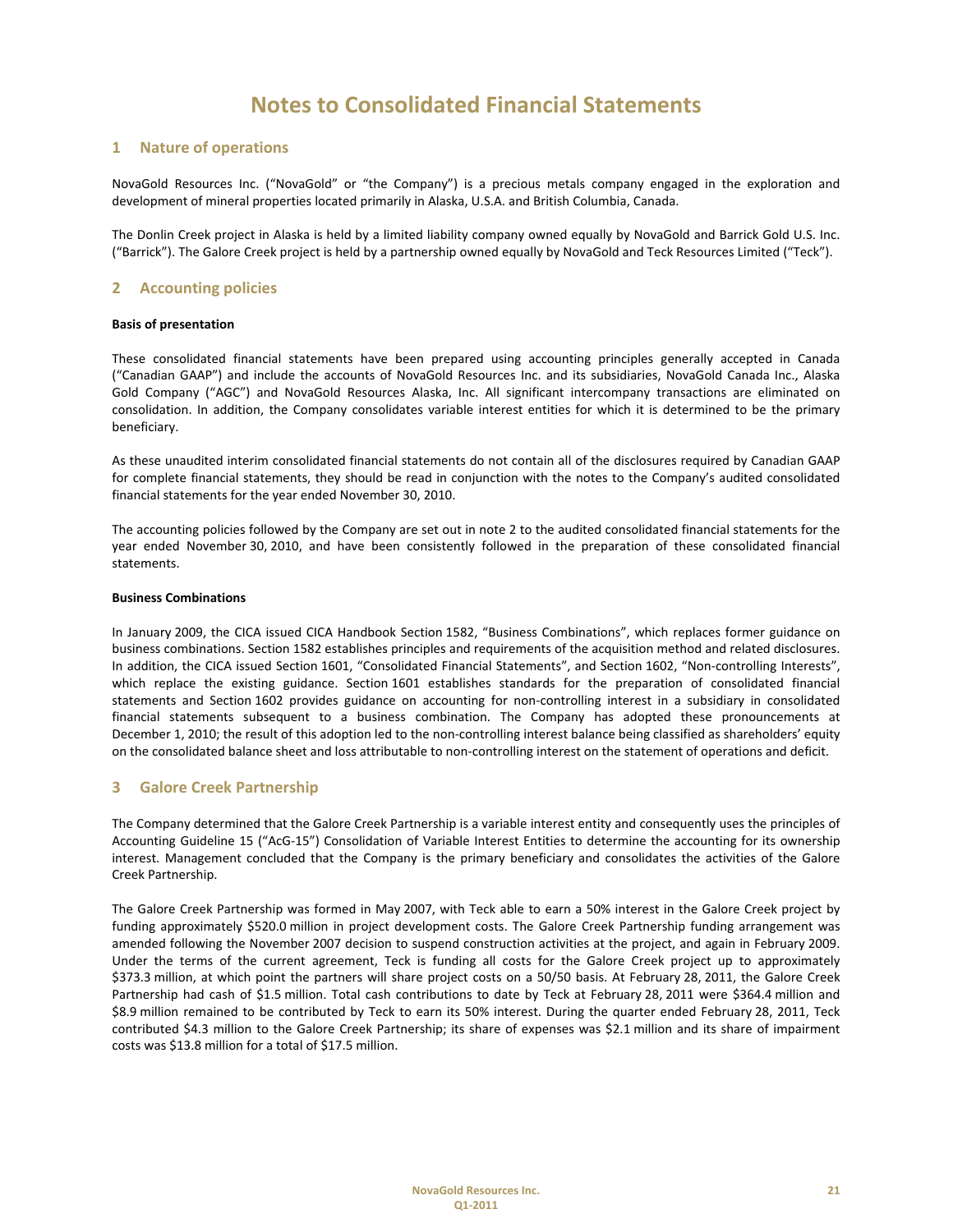# Notes to Consolidated Financial Statements

## 1 Nature of operations

NovaGold Resources Inc. ("NovaGold" or "the Company") is a precious metals company engaged in the exploration and development of mineral properties located primarily in Alaska, U.S.A. and British Columbia, Canada.

The Donlin Creek project in Alaska is held by a limited liability company owned equally by NovaGold and Barrick Gold U.S. Inc. ("Barrick"). The Galore Creek project is held by a partnership owned equally by NovaGold and Teck Resources Limited ("Teck").

## 2 Accounting policies

**Basis of presentation**

These consolidated financial statements have been prepared using accounting principles generally accepted in Canada ("Canadian GAAP") and include the accounts of NovaGold Resources Inc. and its subsidiaries, NovaGold Canada Inc., Alaska Gold Company ("AGC") and NovaGold Resources Alaska, Inc. All significant intercompany transactions are eliminated on consolidation. In addition, the Company consolidates variable interest entities for which it is determined to be the primary beneficiary.

As these unaudited interim consolidated financial statements do not contain all of the disclosures required by Canadian GAAP for complete financial statements, they should be read in conjunction with the notes to the Company's audited consolidated financial statements for the year ended November 30, 2010.

The accounting policies followed by the Company are set out in note 2 to the audited consolidated financial statements for the year ended November 30, 2010, and have been consistently followed in the preparation of these consolidated financial statements.

**Business Combinations**

In January 2009, the CICA issued CICA Handbook Section 1582, "Business Combinations", which replaces former guidance on business combinations. Section 1582 establishes principles and requirements of the acquisition method and related disclosures. In addition, the CICA issued Section 1601, "Consolidated Financial Statements", and Section 1602, "Non-controlling Interests", which replace the existing guidance. Section 1601 establishes standards for the preparation of consolidated financial statements and Section 1602 provides guidance on accounting for non-controlling interest in a subsidiary in consolidated financial statements subsequent to a business combination. The Company has adopted these pronouncements at December 1, 2010; the result of this adoption led to the non-controlling interest balance being classified as shareholders' equity on the consolidated balance sheet and loss attributable to non-controlling interest on the statement of operations and deficit.

## 3 Galore Creek Partnership

The Company determined that the Galore Creek Partnership is a variable interest entity and consequently uses the principles of Accounting Guideline 15 ("AcG-15") Consolidation of Variable Interest Entities to determine the accounting for its ownership interest. Management concluded that the Company is the primary beneficiary and consolidates the activities of the Galore Creek Partnership.

The Galore Creek Partnership was formed in May 2007, with Teck able to earn a 50% interest in the Galore Creek project by funding approximately $520.0 million in project development costs. The Galore Creek Partnership funding arrangement was amended following the November 2007 decision to suspend construction activities at the project, and again in February 2009. Under the terms of the current agreement, Teck is funding all costs for the Galore Creek project up to approximately $373.3 million, at which point the partners will share project costs on a 50/50 basis. At February 28, 2011, the Galore Creek Partnership had cash of $1.5 million. Total cash contributions to date by Teck at February 28, 2011 were $364.4 million and $8.9 million remained to be contributed by Teck to earn its 50% interest. During the quarter ended February 28, 2011, Teck contributed $4.3 million to the Galore Creek Partnership; its share of expenses was $2.1 million and its share of impairment costs was $13.8 million for a total of $17.5 million.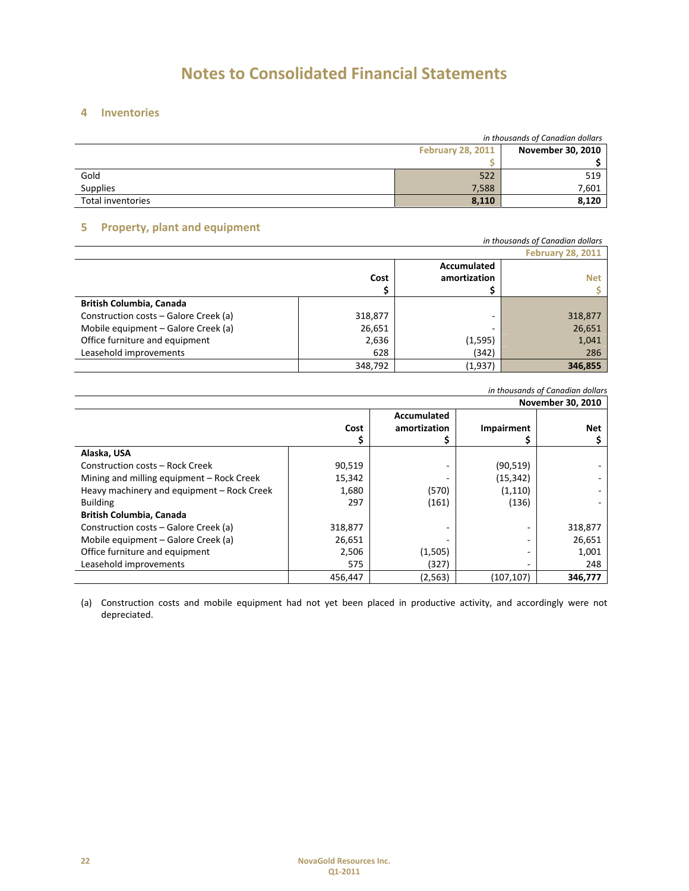# Notes to Consolidated Financial Statements

## 4 Inventories

*in thousands of Canadian dollars*

| | February 28, 2011<br>$ | November 30, 2010<br>$ |
|---|---|---|
| Gold | 522 | 519 |
| Supplies | 7,588 | 7,601 |
| Total inventories | **8,110** | **8,120** |

## 5 Property, plant and equipment

*in thousands of Canadian dollars*

| | | | February 28, 2011 |
|---|---|---|---|
| | Cost<br>$ | Accumulated amortization<br>$ | Net<br>$ |
| **British Columbia, Canada** | | | |
| Construction costs – Galore Creek (a) | 318,877 | - | 318,877 |
| Mobile equipment – Galore Creek (a) | 26,651 | - | 26,651 |
| Office furniture and equipment | 2,636 | (1,595) | 1,041 |
| Leasehold improvements | 628 | (342) | 286 |
| | 348,792 | (1,937) | **346,855** |

*in thousands of Canadian dollars*

| | | | | November 30, 2010 |
|---|---|---|---|---|
| | Cost<br>$ | Accumulated amortization<br>$ | Impairment<br>$ | Net<br>$ |
| **Alaska, USA** | | | | |
| Construction costs – Rock Creek | 90,519 | - | (90,519) | - |
| Mining and milling equipment – Rock Creek | 15,342 | - | (15,342) | - |
| Heavy machinery and equipment – Rock Creek | 1,680 | (570) | (1,110) | - |
| Building | 297 | (161) | (136) | - |
| **British Columbia, Canada** | | | | |
| Construction costs – Galore Creek (a) | 318,877 | - | - | 318,877 |
| Mobile equipment – Galore Creek (a) | 26,651 | - | - | 26,651 |
| Office furniture and equipment | 2,506 | (1,505) | - | 1,001 |
| Leasehold improvements | 575 | (327) | - | 248 |
| | 456,447 | (2,563) | (107,107) | **346,777** |

(a) Construction costs and mobile equipment had not yet been placed in productive activity, and accordingly were not depreciated.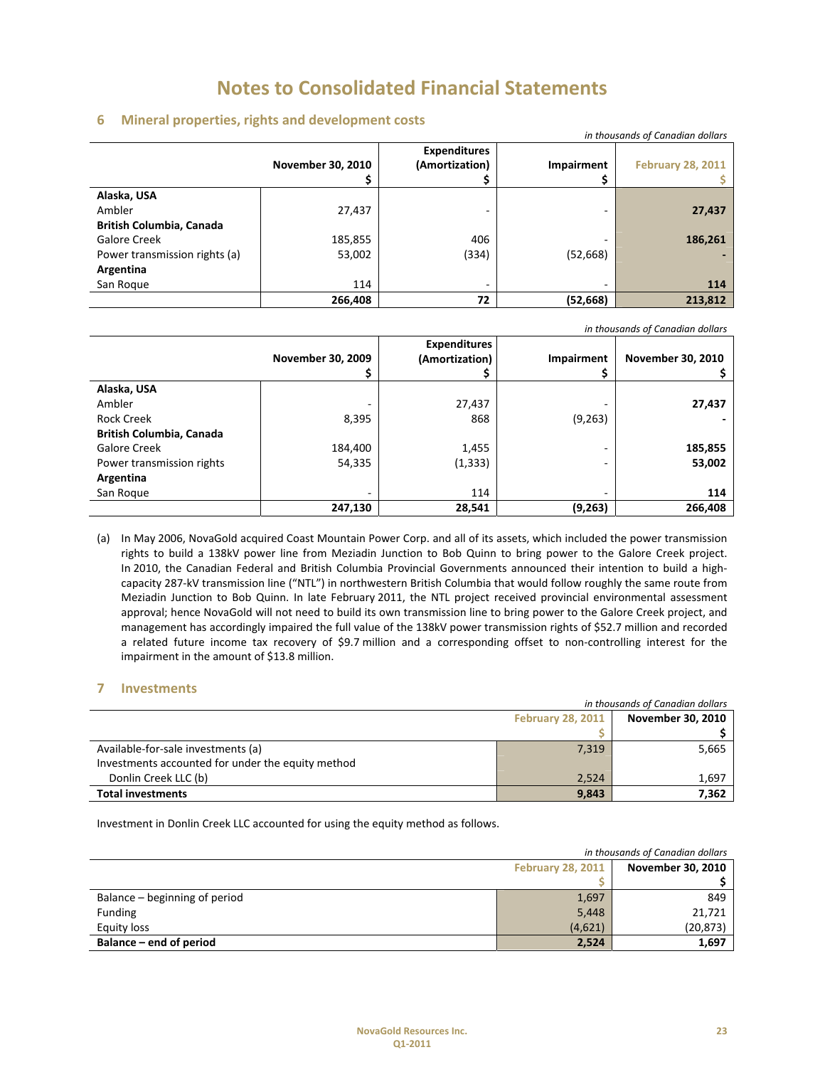# Notes to Consolidated Financial Statements

## 6 Mineral properties, rights and development costs

*in thousands of Canadian dollars*

| | November 30, 2010<br>$ | Expenditures<br>(Amortization)<br>$ | Impairment<br>$ | February 28, 2011<br>$ |
|---|---|---|---|---|
| **Alaska, USA** | | | | |
| Ambler | 27,437 | - | - | **27,437** |
| **British Columbia, Canada** | | | | |
| Galore Creek | 185,855 | 406 | - | **186,261** |
| Power transmission rights (a) | 53,002 | (334) | (52,668) | **-** |
| **Argentina** | | | | |
| San Roque | 114 | - | - | **114** |
| | **266,408** | **72** | **(52,668)** | **213,812** |

*in thousands of Canadian dollars*

| | November 30, 2009<br>$ | Expenditures<br>(Amortization)<br>$ | Impairment<br>$ | November 30, 2010<br>$ |
|---|---|---|---|---|
| **Alaska, USA** | | | | |
| Ambler | - | 27,437 | - | **27,437** |
| Rock Creek | 8,395 | 868 | (9,263) | **-** |
| **British Columbia, Canada** | | | | |
| Galore Creek | 184,400 | 1,455 | - | **185,855** |
| Power transmission rights | 54,335 | (1,333) | - | **53,002** |
| **Argentina** | | | | |
| San Roque | - | 114 | - | **114** |
| | **247,130** | **28,541** | **(9,263)** | **266,408** |

(a) In May 2006, NovaGold acquired Coast Mountain Power Corp. and all of its assets, which included the power transmission rights to build a 138kV power line from Meziadin Junction to Bob Quinn to bring power to the Galore Creek project. In 2010, the Canadian Federal and British Columbia Provincial Governments announced their intention to build a high-capacity 287-kV transmission line ("NTL") in northwestern British Columbia that would follow roughly the same route from Meziadin Junction to Bob Quinn. In late February 2011, the NTL project received provincial environmental assessment approval; hence NovaGold will not need to build its own transmission line to bring power to the Galore Creek project, and management has accordingly impaired the full value of the 138kV power transmission rights of $52.7 million and recorded a related future income tax recovery of $9.7 million and a corresponding offset to non-controlling interest for the impairment in the amount of $13.8 million.

## 7 Investments

*in thousands of Canadian dollars*

| | February 28, 2011<br>$ | November 30, 2010<br>$ |
|---|---|---|
| Available-for-sale investments (a) | 7,319 | 5,665 |
| Investments accounted for under the equity method | | |
| Donlin Creek LLC (b) | 2,524 | 1,697 |
| **Total investments** | **9,843** | **7,362** |

Investment in Donlin Creek LLC accounted for using the equity method as follows.

*in thousands of Canadian dollars*

| | February 28, 2011<br>$ | November 30, 2010<br>$ |
|---|---|---|
| Balance – beginning of period | 1,697 | 849 |
| Funding | 5,448 | 21,721 |
| Equity loss | (4,621) | (20,873) |
| **Balance – end of period** | **2,524** | **1,697** |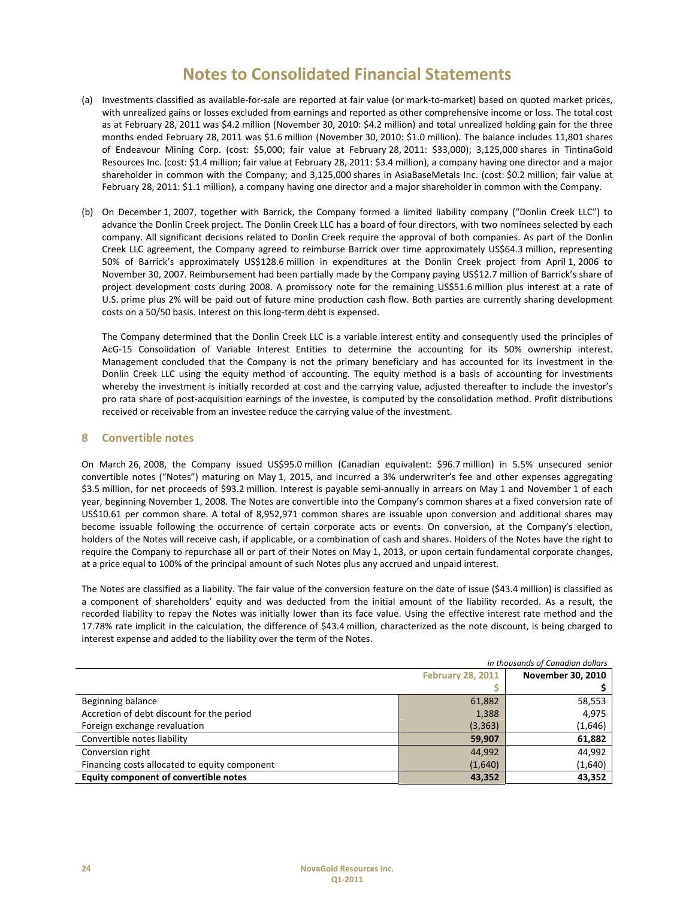# Notes to Consolidated Financial Statements

(a) Investments classified as available-for-sale are reported at fair value (or mark-to-market) based on quoted market prices, with unrealized gains or losses excluded from earnings and reported as other comprehensive income or loss. The total cost as at February 28, 2011 was $4.2 million (November 30, 2010: $4.2 million) and total unrealized holding gain for the three months ended February 28, 2011 was $1.6 million (November 30, 2010: $1.0 million). The balance includes 11,801 shares of Endeavour Mining Corp. (cost: $5,000; fair value at February 28, 2011: $33,000); 3,125,000 shares in TintinaGold Resources Inc. (cost: $1.4 million; fair value at February 28, 2011: $3.4 million), a company having one director and a major shareholder in common with the Company; and 3,125,000 shares in AsiaBaseMetals Inc. (cost: $0.2 million; fair value at February 28, 2011: $1.1 million), a company having one director and a major shareholder in common with the Company.

(b) On December 1, 2007, together with Barrick, the Company formed a limited liability company ("Donlin Creek LLC") to advance the Donlin Creek project. The Donlin Creek LLC has a board of four directors, with two nominees selected by each company. All significant decisions related to Donlin Creek require the approval of both companies. As part of the Donlin Creek LLC agreement, the Company agreed to reimburse Barrick over time approximately US$64.3 million, representing 50% of Barrick's approximately US$128.6 million in expenditures at the Donlin Creek project from April 1, 2006 to November 30, 2007. Reimbursement had been partially made by the Company paying US$12.7 million of Barrick's share of project development costs during 2008. A promissory note for the remaining US$51.6 million plus interest at a rate of U.S. prime plus 2% will be paid out of future mine production cash flow. Both parties are currently sharing development costs on a 50/50 basis. Interest on this long-term debt is expensed.

The Company determined that the Donlin Creek LLC is a variable interest entity and consequently used the principles of AcG-15 Consolidation of Variable Interest Entities to determine the accounting for its 50% ownership interest. Management concluded that the Company is not the primary beneficiary and has accounted for its investment in the Donlin Creek LLC using the equity method of accounting. The equity method is a basis of accounting for investments whereby the investment is initially recorded at cost and the carrying value, adjusted thereafter to include the investor's pro rata share of post-acquisition earnings of the investee, is computed by the consolidation method. Profit distributions received or receivable from an investee reduce the carrying value of the investment.

## 8 Convertible notes

On March 26, 2008, the Company issued US$95.0 million (Canadian equivalent: $96.7 million) in 5.5% unsecured senior convertible notes ("Notes") maturing on May 1, 2015, and incurred a 3% underwriter's fee and other expenses aggregating $3.5 million, for net proceeds of $93.2 million. Interest is payable semi-annually in arrears on May 1 and November 1 of each year, beginning November 1, 2008. The Notes are convertible into the Company's common shares at a fixed conversion rate of US$10.61 per common share. A total of 8,952,971 common shares are issuable upon conversion and additional shares may become issuable following the occurrence of certain corporate acts or events. On conversion, at the Company's election, holders of the Notes will receive cash, if applicable, or a combination of cash and shares. Holders of the Notes have the right to require the Company to repurchase all or part of their Notes on May 1, 2013, or upon certain fundamental corporate changes, at a price equal to 100% of the principal amount of such Notes plus any accrued and unpaid interest.

The Notes are classified as a liability. The fair value of the conversion feature on the date of issue ($43.4 million) is classified as a component of shareholders' equity and was deducted from the initial amount of the liability recorded. As a result, the recorded liability to repay the Notes was initially lower than its face value. Using the effective interest rate method and the 17.78% rate implicit in the calculation, the difference of $43.4 million, characterized as the note discount, is being charged to interest expense and added to the liability over the term of the Notes.

*in thousands of Canadian dollars*

| | February 28, 2011 | November 30, 2010 |
|---|---|---|
| | $ | $ |
| Beginning balance | 61,882 | 58,553 |
| Accretion of debt discount for the period | 1,388 | 4,975 |
| Foreign exchange revaluation | (3,363) | (1,646) |
| Convertible notes liability | **59,907** | **61,882** |
| Conversion right | 44,992 | 44,992 |
| Financing costs allocated to equity component | (1,640) | (1,640) |
| **Equity component of convertible notes** | **43,352** | **43,352** |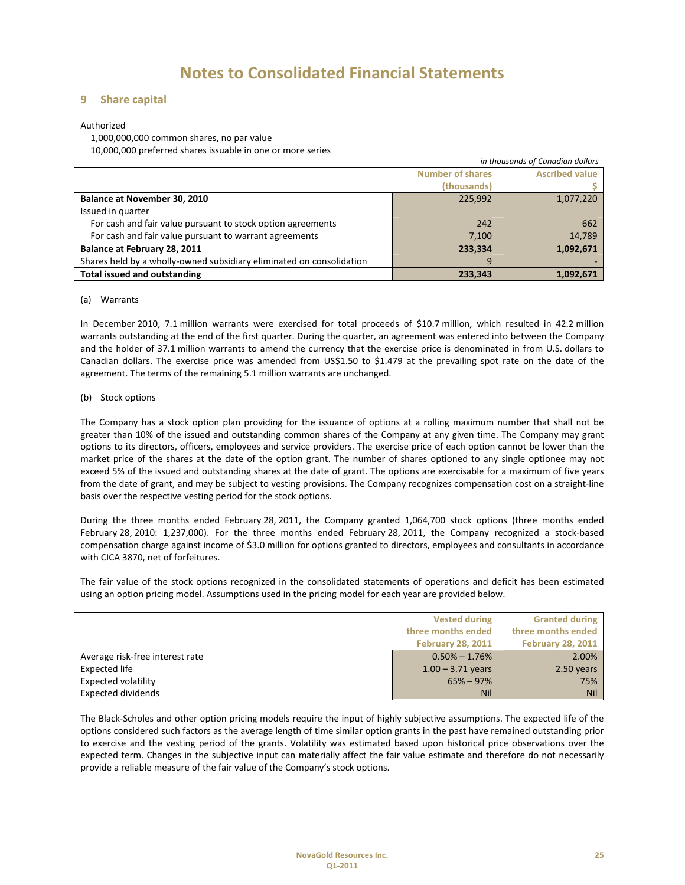# Notes to Consolidated Financial Statements

## 9 Share capital

Authorized

1,000,000,000 common shares, no par value

10,000,000 preferred shares issuable in one or more series

*in thousands of Canadian dollars*

| | Number of shares (thousands) | Ascribed value $ |
|---|---|---|
| **Balance at November 30, 2010** | 225,992 | 1,077,220 |
| Issued in quarter | | |
| For cash and fair value pursuant to stock option agreements | 242 | 662 |
| For cash and fair value pursuant to warrant agreements | 7,100 | 14,789 |
| **Balance at February 28, 2011** | **233,334** | **1,092,671** |
| Shares held by a wholly-owned subsidiary eliminated on consolidation | 9 | - |
| **Total issued and outstanding** | **233,343** | **1,092,671** |

(a) Warrants

In December 2010, 7.1 million warrants were exercised for total proceeds of $10.7 million, which resulted in 42.2 million warrants outstanding at the end of the first quarter. During the quarter, an agreement was entered into between the Company and the holder of 37.1 million warrants to amend the currency that the exercise price is denominated in from U.S. dollars to Canadian dollars. The exercise price was amended from US$1.50 to $1.479 at the prevailing spot rate on the date of the agreement. The terms of the remaining 5.1 million warrants are unchanged.

(b) Stock options

The Company has a stock option plan providing for the issuance of options at a rolling maximum number that shall not be greater than 10% of the issued and outstanding common shares of the Company at any given time. The Company may grant options to its directors, officers, employees and service providers. The exercise price of each option cannot be lower than the market price of the shares at the date of the option grant. The number of shares optioned to any single optionee may not exceed 5% of the issued and outstanding shares at the date of grant. The options are exercisable for a maximum of five years from the date of grant, and may be subject to vesting provisions. The Company recognizes compensation cost on a straight-line basis over the respective vesting period for the stock options.

During the three months ended February 28, 2011, the Company granted 1,064,700 stock options (three months ended February 28, 2010: 1,237,000). For the three months ended February 28, 2011, the Company recognized a stock-based compensation charge against income of $3.0 million for options granted to directors, employees and consultants in accordance with CICA 3870, net of forfeitures.

The fair value of the stock options recognized in the consolidated statements of operations and deficit has been estimated using an option pricing model. Assumptions used in the pricing model for each year are provided below.

| | Vested during three months ended February 28, 2011 | Granted during three months ended February 28, 2011 |
|---|---|---|
| Average risk-free interest rate | 0.50% – 1.76% | 2.00% |
| Expected life | 1.00 – 3.71 years | 2.50 years |
| Expected volatility | 65% – 97% | 75% |
| Expected dividends | Nil | Nil |

The Black-Scholes and other option pricing models require the input of highly subjective assumptions. The expected life of the options considered such factors as the average length of time similar option grants in the past have remained outstanding prior to exercise and the vesting period of the grants. Volatility was estimated based upon historical price observations over the expected term. Changes in the subjective input can materially affect the fair value estimate and therefore do not necessarily provide a reliable measure of the fair value of the Company's stock options.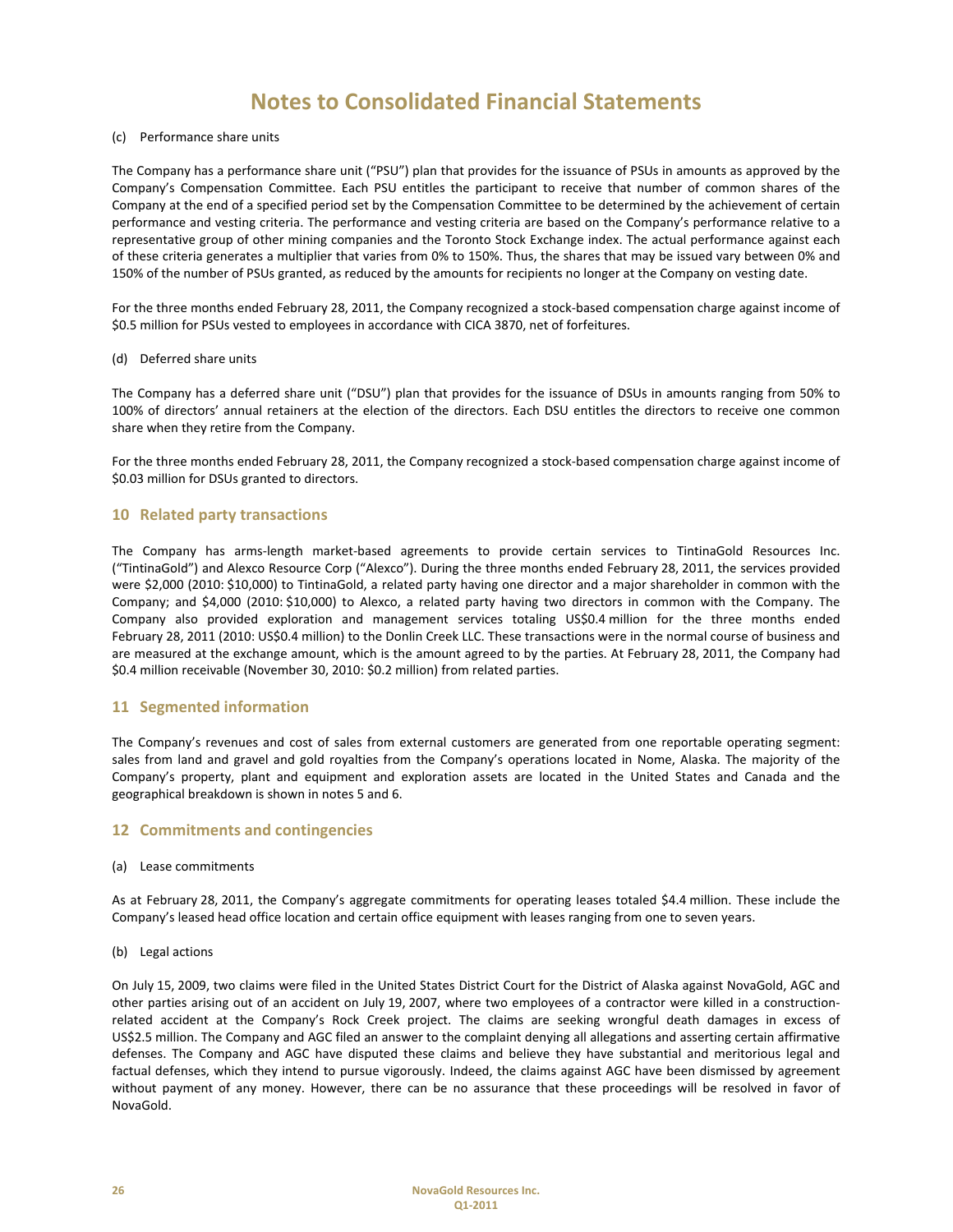# Notes to Consolidated Financial Statements

(c) Performance share units

The Company has a performance share unit ("PSU") plan that provides for the issuance of PSUs in amounts as approved by the Company's Compensation Committee. Each PSU entitles the participant to receive that number of common shares of the Company at the end of a specified period set by the Compensation Committee to be determined by the achievement of certain performance and vesting criteria. The performance and vesting criteria are based on the Company's performance relative to a representative group of other mining companies and the Toronto Stock Exchange index. The actual performance against each of these criteria generates a multiplier that varies from 0% to 150%. Thus, the shares that may be issued vary between 0% and 150% of the number of PSUs granted, as reduced by the amounts for recipients no longer at the Company on vesting date.

For the three months ended February 28, 2011, the Company recognized a stock-based compensation charge against income of $0.5 million for PSUs vested to employees in accordance with CICA 3870, net of forfeitures.

(d) Deferred share units

The Company has a deferred share unit ("DSU") plan that provides for the issuance of DSUs in amounts ranging from 50% to 100% of directors' annual retainers at the election of the directors. Each DSU entitles the directors to receive one common share when they retire from the Company.

For the three months ended February 28, 2011, the Company recognized a stock-based compensation charge against income of $0.03 million for DSUs granted to directors.

## 10 Related party transactions

The Company has arms-length market-based agreements to provide certain services to TintinaGold Resources Inc. ("TintinaGold") and Alexco Resource Corp ("Alexco"). During the three months ended February 28, 2011, the services provided were $2,000 (2010: $10,000) to TintinaGold, a related party having one director and a major shareholder in common with the Company; and $4,000 (2010: $10,000) to Alexco, a related party having two directors in common with the Company. The Company also provided exploration and management services totaling US$0.4 million for the three months ended February 28, 2011 (2010: US$0.4 million) to the Donlin Creek LLC. These transactions were in the normal course of business and are measured at the exchange amount, which is the amount agreed to by the parties. At February 28, 2011, the Company had $0.4 million receivable (November 30, 2010: $0.2 million) from related parties.

## 11 Segmented information

The Company's revenues and cost of sales from external customers are generated from one reportable operating segment: sales from land and gravel and gold royalties from the Company's operations located in Nome, Alaska. The majority of the Company's property, plant and equipment and exploration assets are located in the United States and Canada and the geographical breakdown is shown in notes 5 and 6.

## 12 Commitments and contingencies

(a) Lease commitments

As at February 28, 2011, the Company's aggregate commitments for operating leases totaled $4.4 million. These include the Company's leased head office location and certain office equipment with leases ranging from one to seven years.

(b) Legal actions

On July 15, 2009, two claims were filed in the United States District Court for the District of Alaska against NovaGold, AGC and other parties arising out of an accident on July 19, 2007, where two employees of a contractor were killed in a construction-related accident at the Company's Rock Creek project. The claims are seeking wrongful death damages in excess of US$2.5 million. The Company and AGC filed an answer to the complaint denying all allegations and asserting certain affirmative defenses. The Company and AGC have disputed these claims and believe they have substantial and meritorious legal and factual defenses, which they intend to pursue vigorously. Indeed, the claims against AGC have been dismissed by agreement without payment of any money. However, there can be no assurance that these proceedings will be resolved in favor of NovaGold.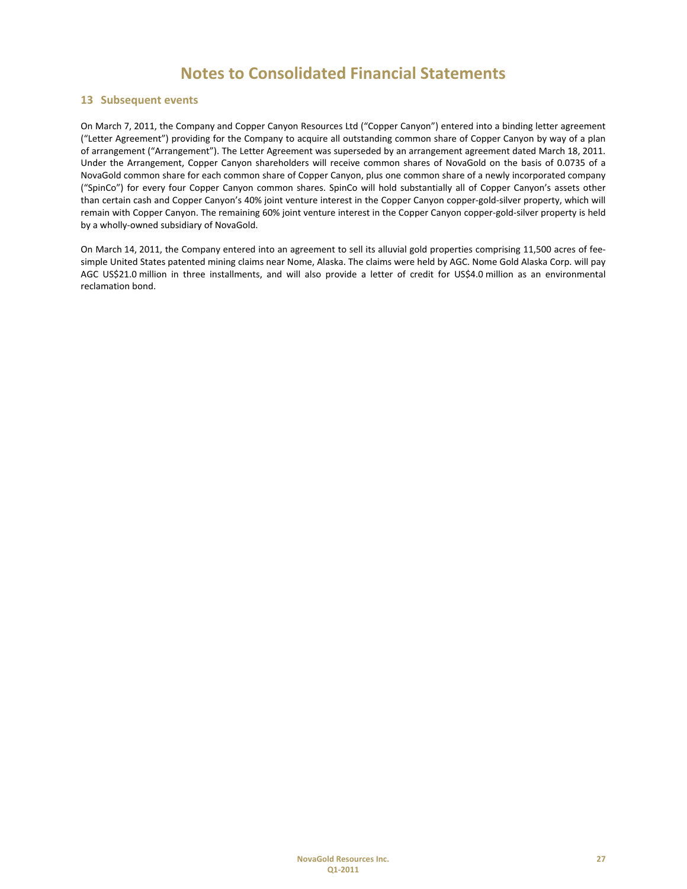# Notes to Consolidated Financial Statements

## 13 Subsequent events

On March 7, 2011, the Company and Copper Canyon Resources Ltd ("Copper Canyon") entered into a binding letter agreement ("Letter Agreement") providing for the Company to acquire all outstanding common share of Copper Canyon by way of a plan of arrangement ("Arrangement"). The Letter Agreement was superseded by an arrangement agreement dated March 18, 2011. Under the Arrangement, Copper Canyon shareholders will receive common shares of NovaGold on the basis of 0.0735 of a NovaGold common share for each common share of Copper Canyon, plus one common share of a newly incorporated company ("SpinCo") for every four Copper Canyon common shares. SpinCo will hold substantially all of Copper Canyon's assets other than certain cash and Copper Canyon's 40% joint venture interest in the Copper Canyon copper-gold-silver property, which will remain with Copper Canyon. The remaining 60% joint venture interest in the Copper Canyon copper-gold-silver property is held by a wholly-owned subsidiary of NovaGold.

On March 14, 2011, the Company entered into an agreement to sell its alluvial gold properties comprising 11,500 acres of fee-simple United States patented mining claims near Nome, Alaska. The claims were held by AGC. Nome Gold Alaska Corp. will pay AGC US$21.0 million in three installments, and will also provide a letter of credit for US$4.0 million as an environmental reclamation bond.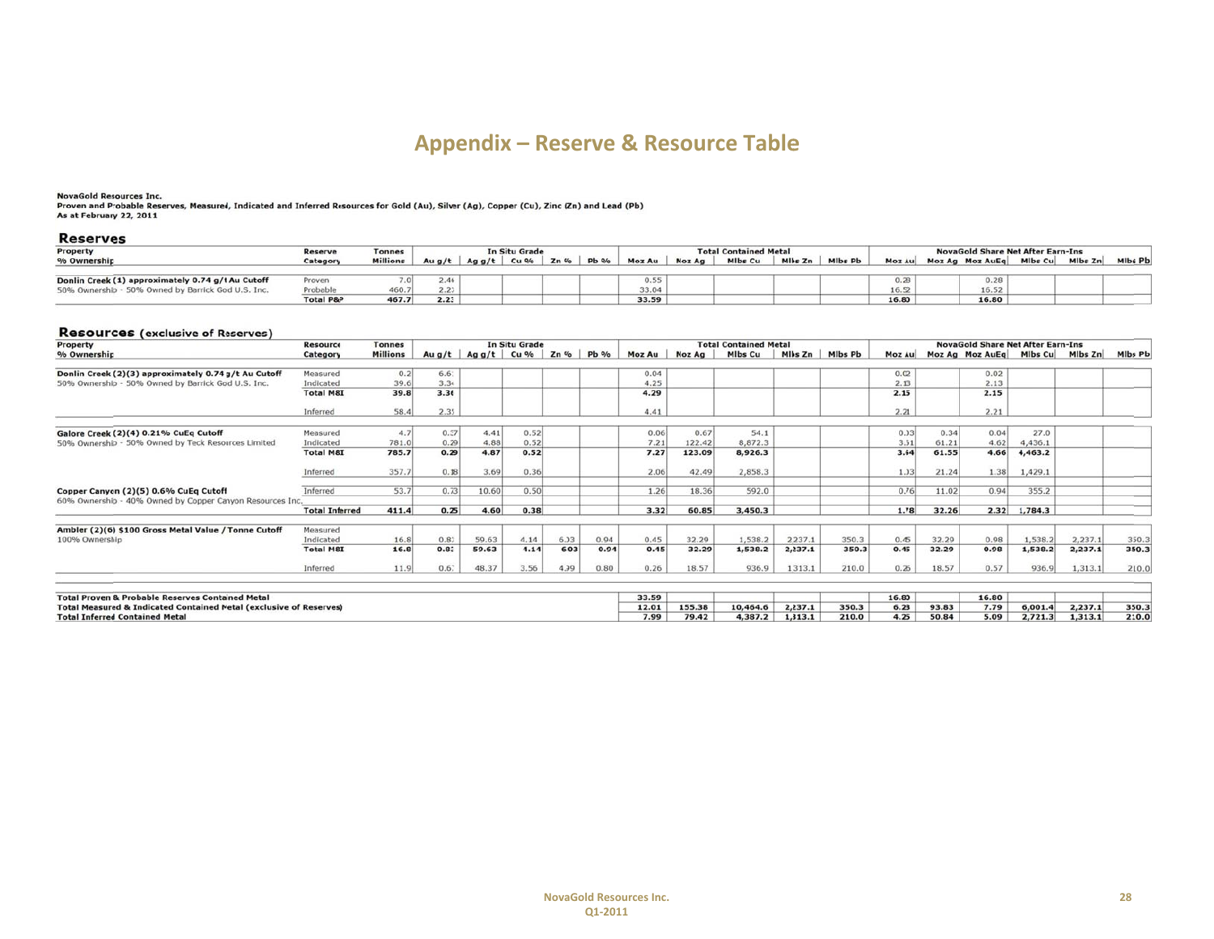# Appendix – Reserve & Resource Table

**NovaGold Resources Inc.**
**Proven and Probable Reserves, Measured, Indicated and Inferred Resources for Gold (Au), Silver (Ag), Copper (Cu), Zinc (Zn) and Lead (Pb)**
**As at February 22, 2011**

## Reserves

| Property | Reserve | Tonnes | In Situ Grade | | | | | Total Contained Metal | | | | | NovaGold Share Net After Earn-Ins | | | | | |
|---|---|---|---|---|---|---|---|---|---|---|---|---|---|---|---|---|---|---|
| % Ownership | Category | Millions | Au g/t | Ag g/t | Cu % | Zn % | Pb % | Moz Au | Moz Ag | Mlbs Cu | Mlbs Zn | Mlbs Pb | Moz Au | Moz Ag | Moz AuEq | Mlbs Cu | Mlbs Zn | Mlbs Pb |
| **Donlin Creek (1) approximately 0.74 g/t Au Cutoff** | Proven | 7.0 | 2.46 | | | | | 0.55 | | | | | 0.28 | | 0.28 | | | |
| 50% Ownership - 50% Owned by Barrick Gold U.S. Inc. | Probable | 460.7 | 2.23 | | | | | 33.04 | | | | | 16.52 | | 16.52 | | | |
| | **Total P&P** | **467.7** | **2.23** | | | | | **33.59** | | | | | **16.80** | | **16.80** | | | |

## Resources (exclusive of Reserves)

| Property | Resource | Tonnes | In Situ Grade | | | | | Total Contained Metal | | | | | NovaGold Share Net After Earn-Ins | | | | | |
|---|---|---|---|---|---|---|---|---|---|---|---|---|---|---|---|---|---|---|
| % Ownership | Category | Millions | Au g/t | Ag g/t | Cu % | Zn % | Pb % | Moz Au | Moz Ag | Mlbs Cu | Mlbs Zn | Mlbs Pb | Moz Au | Moz Ag | Moz AuEq | Mlbs Cu | Mlbs Zn | Mlbs Pb |
| **Donlin Creek (2)(3) approximately 0.74 g/t Au Cutoff** | Measured | 0.2 | 6.61 | | | | | 0.04 | | | | | 0.02 | | 0.02 | | | |
| 50% Ownership - 50% Owned by Barrick Gold U.S. Inc. | Indicated | 39.6 | 3.34 | | | | | 4.25 | | | | | 2.13 | | 2.13 | | | |
| | **Total M&I** | **39.8** | **3.36** | | | | | **4.29** | | | | | **2.15** | | **2.15** | | | |
| | Inferred | 58.4 | 2.35 | | | | | 4.41 | | | | | 2.21 | | 2.21 | | | |
| **Galore Creek (2)(4) 0.21% CuEq Cutoff** | Measured | 4.7 | 0.37 | 4.41 | 0.52 | | | 0.06 | 0.67 | 54.1 | | | 0.03 | 0.34 | 0.04 | 27.0 | | |
| 50% Ownership - 50% Owned by Teck Resources Limited | Indicated | 781.0 | 0.29 | 4.88 | 0.52 | | | 7.21 | 122.42 | 8,872.3 | | | 3.61 | 61.21 | 4.62 | 4,436.1 | | |
| | **Total M&I** | **785.7** | **0.29** | **4.87** | **0.52** | | | **7.27** | **123.09** | **8,926.3** | | | **3.64** | **61.55** | **4.66** | **4,463.2** | | |
| | Inferred | 357.7 | 0.18 | 3.69 | 0.36 | | | 2.06 | 42.49 | 2,858.3 | | | 1.03 | 21.24 | 1.38 | 1,429.1 | | |
| **Copper Canyon (2)(5) 0.6% CuEq Cutoff** | Inferred | 53.7 | 0.73 | 10.60 | 0.50 | | | 1.26 | 18.36 | 592.0 | | | 0.76 | 11.02 | 0.94 | 355.2 | | |
| 60% Ownership - 40% Owned by Copper Canyon Resources Inc. | **Total Inferred** | **411.4** | **0.25** | **4.60** | **0.38** | | | **3.32** | **60.85** | **3,450.3** | | | **1.78** | **32.26** | **2.32** | **1,784.3** | | |
| **Ambler (2)(6) $100 Gross Metal Value / Tonne Cutoff** | Measured | | | | | | | | | | | | | | | | | |
| 100% Ownership | Indicated | 16.8 | 0.83 | 59.63 | 4.14 | 6.03 | 0.94 | 0.45 | 32.29 | 1,538.2 | 2237.1 | 350.3 | 0.45 | 32.29 | 0.98 | 1,538.2 | 2,237.1 | 350.3 |
| | **Total M&I** | **16.8** | **0.83** | **59.63** | **4.14** | **603** | **0.94** | **0.45** | **32.29** | **1,538.2** | **2,237.1** | **350.3** | **0.45** | **32.29** | **0.98** | **1,538.2** | **2,237.1** | **350.3** |
| | Inferred | 11.9 | 0.67 | 48.37 | 3.56 | 4.99 | 0.80 | 0.26 | 18.57 | 936.9 | 1313.1 | 210.0 | 0.26 | 18.57 | 0.57 | 936.9 | 1,313.1 | 210.0 |
| **Total Proven & Probable Reserves Contained Metal** | | | | | | | | **33.59** | | | | | **16.80** | | **16.80** | | | |
| **Total Measured & Indicated Contained Metal (exclusive of Reserves)** | | | | | | | | **12.01** | **155.38** | **10,464.6** | **2,237.1** | **350.3** | **6.23** | **93.83** | **7.79** | **6,001.4** | **2,237.1** | **350.3** |
| **Total Inferred Contained Metal** | | | | | | | | **7.99** | **79.42** | **4,387.2** | **1,313.1** | **210.0** | **4.25** | **50.84** | **5.09** | **2,721.3** | **1,313.1** | **210.0** |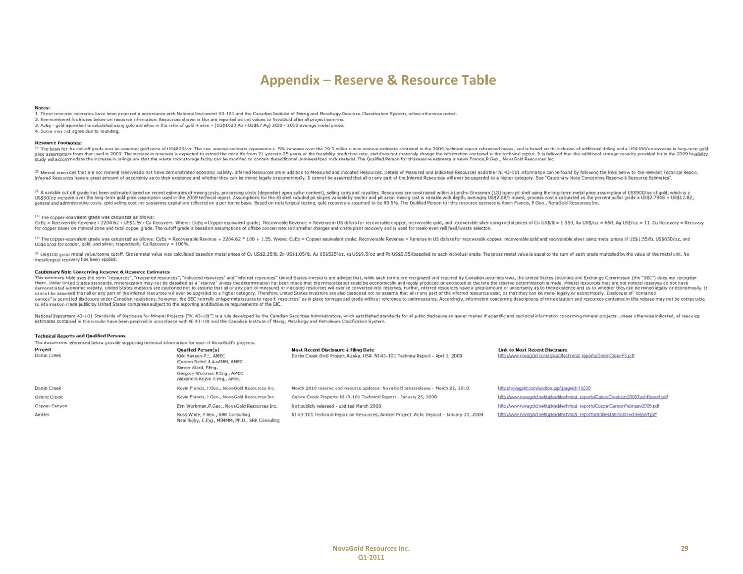# Appendix – Reserve & Resource Table

**Notes:**

1. These resource estimates have been prepared in accordance with National Instrument 43-101 and the Canadian Institute of Mining and Metallurgy Resource Classification System, unless otherwise noted.
2. See numbered footnotes below on resource information. Resources shown in blue are reported as net values to NovaGold after all project earn-ins.
3. AuEq - gold equivalent is calculated using gold and silver in the ratio of gold + silver × (US$1023 Au ÷ US$17 Ag) 2008 - 2010 average metal prices.
4. Sums may not agree due to rounding.

**Resource Footnotes:**

[1] The basis for the cut-off grade was an assumed gold price of US$825/oz. The new reserve estimate represents a 15% increase over the 29.3 million ounce reserve estimate contained in the 2009 technical report referenced below, and is based on the inclusion of additional drilling and a US$100/oz increase in long-term gold price assumptions from that used in 2009. The increase in reserves is expected to extend the mine life from 21 years to 25 years at the feasibility production rate, and does not materially change the information contained in the technical report. It is believed that the additional storage capacity provided for in the 2009 feasibility study will accommodate the increase in tailings and that the waste rock storage facity can be modified to contain the additional unmineralized rock material. The Qualified Person for this reserve estimate is Kevin Francis, P.Geo., NovaGold Resources Inc.

[2] Mineral resources that are not mineral reserves do not have demonstrated economic viability. Inferred Resources are in addition to Measured and Indicated Resources. Details of Measured and Indicated Resources and other NI 43-101 information can be found by following the links below to the relevant Technical Report. Inferred Resources have a great amount of uncertainty as to their existence and whether they can be mined legally or economically. It cannot be assumed that all or any part of the Inferred Resources will ever be upgraded to a higher category. See "Cautionary Note Concerning Reserve & Resource Estimates".

[3] A variable cut-off grade has been estimated based on recent estimates of mining costs, processing costs (dependent upon sulfur content), selling costs and royalties. Resources are constrained within a Lerchs-Grossman (LG) open-pit shell using the long-term metal price assumption of US$900/oz of gold, which is a US$50/oz increase over the long-term gold price assumption used in the 2009 technical report. Assumptions for the LG shell included pit slopes variable by sector and pit area: mining cost is variable with depth, averaging US$2.08/t mined; process cost is calculated as the percent sulfur grade x US$2.7948 + US$12.82; general and administrative costs, gold selling cost and sustaining capital are reflected on a per tonne basis. Based on metallurgical testing, gold recovery is assumed to be 89.5%. The Qualified Person for this resource estimate is Kevin Francis, P.Geo., NovaGold Resources Inc.

[4] The copper-equivalent grade was calculated as follows:
CuEq = Recoverable Revenue ÷ 2204.62 ÷ US$1.55 ÷ Cu Recovery. Where: CuEq = Copper equivalent grade; Recoverable Revenue = Revenue in US dollars for recoverable copper, recoverable gold, and recoverable silver using metal prices of Cu US$/lb = 1.550, Au US$/oz = 650, Ag US$/oz = 11. Cu Recovery = Recovery for copper based on mineral zone and total copper grade. The cutoff grade is based on assumptions of offsite concentrate and smelter charges and onsite plant recovery and is used for break-even mill feed/waste selection.

[5] The copper-equivalent grade was calculated as follows: CuEq = Recoverable Revenue ÷ 2204.62 * 100 ÷ 1.55. Where: CuEq = Copper equivalent grade; Recoverable Revenue = Revenue in US dollars for recoverable copper, recoverable gold and recoverable silver using metal prices of US$1.55/lb, US$650/oz, and US$11/oz for copper, gold, and silver, respectively; Cu Recovery = 100%.

[6] US$100 gross metal value/tonne cutoff. Gross metal value was calculated based on metal prices of Cu US$2.25/lb, Zn US$1.05/lb, Au US$525/oz, Ag US$9.5/oz and Pb US$0.55/lb applied to each individual grade. The gross metal value is equal to the sum of each grade multiplied by the value of the metal unit. No metallurgical recovery has been applied.

**Cautionary Note Concerning Reserve & Resource Estimates**

This summary table uses the term "resources", "measured resources", "indicated resources" and "inferred resources" United States investors are advised that, while such terms are recognized and required by Canadian securities laws, the United States Securities and Exchange Commission (the "SEC") does not recognize them. Under United States standards, mineralization may not be classified as a "reserve" unless the determination has been made that the mineralization could be economically and legally produced or extracted at the time the reserve determination is made. Mineral resources that are not mineral reserves do not have demonstrated economic viability. United States investors are cautioned not to assume that all or any part of measured or indicated resources will ever be converted into reserves. Further, inferred resources have a great amount of uncertainty as to their existence and as to whether they can be mined legally or economically. It cannot be assumed that all or any part of the inferred resources will ever be upgraded to a higher category. Therefore United States investors are also cautioned not to assume that all or any part of the inferred resources exist, or that they can be mined legally or economically. Disclosure of "contained ounces" is permitted disclosure under Canadian regulations, however, the SEC normally only permits issuers to report "resources" as in place tonnage and grade without reference to unit measures. Accordingly, information concerning descriptions of mineralization and resources contained in this release may not be comparable to information made public by United States companies subject to the reporting and disclosure requirements of the SEC.

National Instrument 43-101 Standards of Disclosure for Mineral Projects ("NI 43-101") is a rule developed by the Canadian Securities Administrators, which established standards for all public disclosure an issuer makes of scientific and technical information concerning mineral projects. Unless otherwise indicated, all resource estimates contained in this circular have been prepared in accordance with NI 43-101 and the Canadian Institute of Mining, Metallurgy and Petroleum Classification System.

**Technical Reports and Qualified Persons**

The documents referenced below provide supporting technical information for each of NovaGold's projects.

| Project | Qualifed Person(s) | Most Recent Disclosure & Filing Date | Link to Most Recent Disclosure |
|---|---|---|---|
| Donlin Creek | Kirk Hanson P.E., AMEC<br>Gordon Seibel R.AusIMM, AMEC<br>Simon Allard, PEng.<br>Gregory Wortman P.Eng., AMEC<br>Alexandra Kozak P.Eng., AMEC | Donlin Creek Gold Project, Alaska, USA NI 43-101 Technical Report - April 1, 2009 | http://www.novagold.com/upload/technical_reports/DonlinCreekFS.pdf |
| Donlin Creek | Kevin Francis, P.Geo., NovaGold Resources Inc. | March 2010 reserve and resource updates: NovaGold press release - March 22, 2010 | http://novagold.com/section.asp?pageid=13238 |
| Galore Creek | Kevin Francis, P.Geo., NovaGold Resources Inc. | Galore Creek Property NI 43-101 Technical Report - January 25, 2008 | http://www.novagold.net/upload/technical_reports/GaloreCreekJan2008TechReport.pdf |
| Copper Canyon | Erin Workman, P.Geo., NovaGold Resources Inc. | Not publicly released - updated March 2008 | http://www.novagold.net/upload/technical_reports/CopperCanyonFebruary2005.pdf |
| Ambler | Russ White, P.Geo., SRK Consulting<br>Neal Rigby, C.Eng., MIMMM, Ph.D., SRK Consulting | NI 43-101 Technical Report on Resources, Ambler Project, Arctic Deposit - January 31, 2008 | http://www.novagold.net/upload/technical_reports/AmblerJan2008TechReport.pdf |